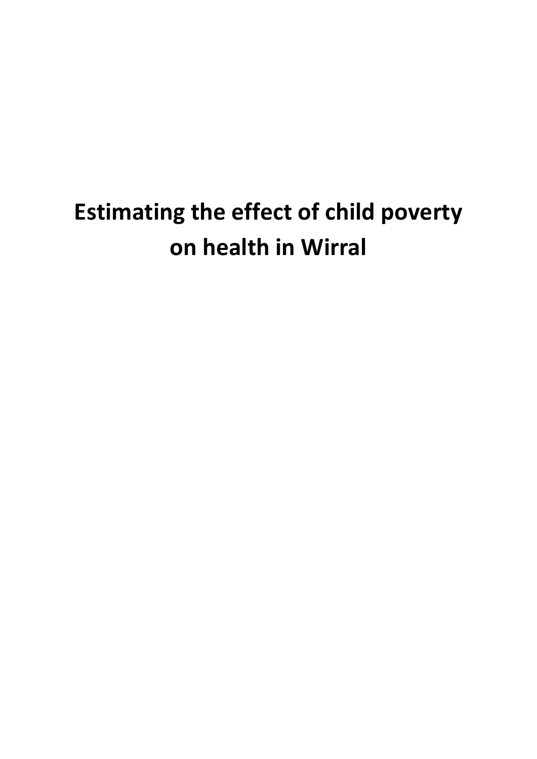# Estimating the effect of child poverty on health in Wirral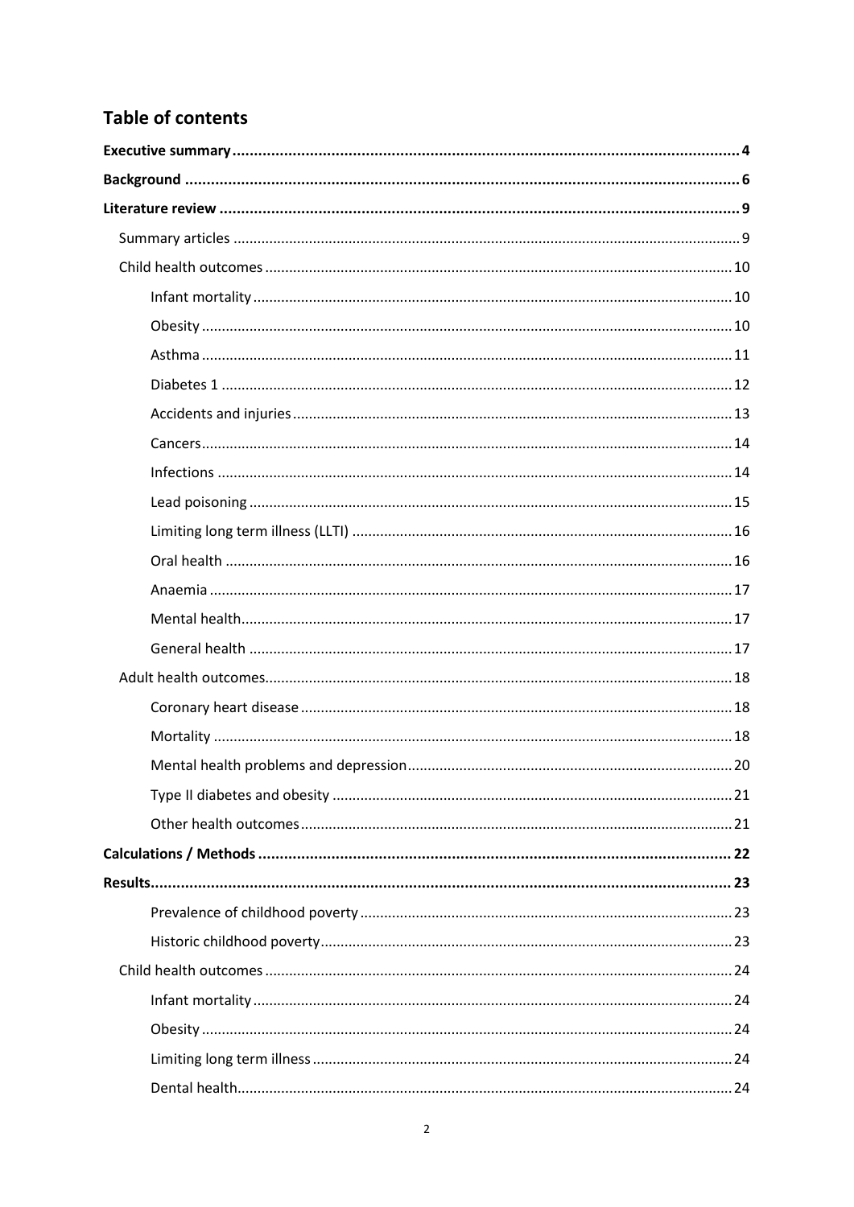## Table of contents

**Executive summary** .......... **4**

**Background** .......... **6**

**Literature review** .......... **9**

- Summary articles .......... 9
- Child health outcomes .......... 10
  - Infant mortality .......... 10
  - Obesity .......... 10
  - Asthma .......... 11
  - Diabetes 1 .......... 12
  - Accidents and injuries .......... 13
  - Cancers .......... 14
  - Infections .......... 14
  - Lead poisoning .......... 15
  - Limiting long term illness (LLTI) .......... 16
  - Oral health .......... 16
  - Anaemia .......... 17
  - Mental health .......... 17
  - General health .......... 17
- Adult health outcomes .......... 18
  - Coronary heart disease .......... 18
  - Mortality .......... 18
  - Mental health problems and depression .......... 20
  - Type II diabetes and obesity .......... 21
  - Other health outcomes .......... 21

**Calculations / Methods** .......... **22**

**Results** .......... **23**

- Prevalence of childhood poverty .......... 23
- Historic childhood poverty .......... 23
- Child health outcomes .......... 24
  - Infant mortality .......... 24
  - Obesity .......... 24
  - Limiting long term illness .......... 24
  - Dental health .......... 24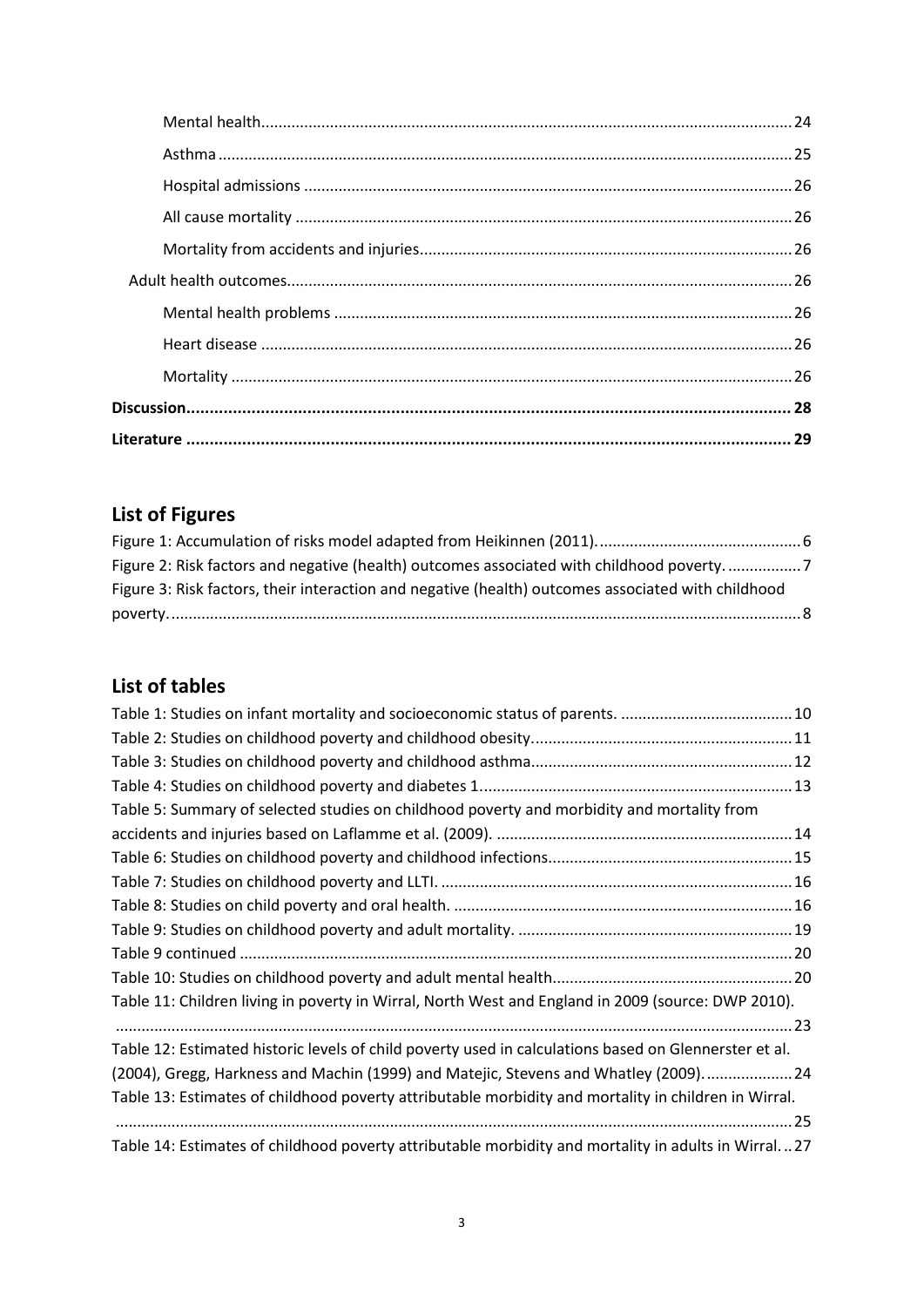Mental health........................................................................................................................24

Asthma....................................................................................................................................25

Hospital admissions ................................................................................................................26

All cause mortality ..................................................................................................................26

Mortality from accidents and injuries.....................................................................................26

Adult health outcomes...................................................................................................................26

Mental health problems ..........................................................................................................26

Heart disease ..........................................................................................................................26

Mortality .................................................................................................................................26

**Discussion...................................................................................................................................28**

**Literature ...................................................................................................................................29**

## List of Figures

Figure 1: Accumulation of risks model adapted from Heikinnen (2011)...............................................6

Figure 2: Risk factors and negative (health) outcomes associated with childhood poverty. .................7

Figure 3: Risk factors, their interaction and negative (health) outcomes associated with childhood poverty..................................................................................................................................................8

## List of tables

Table 1: Studies on infant mortality and socioeconomic status of parents. ........................................10

Table 2: Studies on childhood poverty and childhood obesity............................................................11

Table 3: Studies on childhood poverty and childhood asthma............................................................12

Table 4: Studies on childhood poverty and diabetes 1........................................................................13

Table 5: Summary of selected studies on childhood poverty and morbidity and mortality from accidents and injuries based on Laflamme et al. (2009). .....................................................................14

Table 6: Studies on childhood poverty and childhood infections.........................................................15

Table 7: Studies on childhood poverty and LLTI. .................................................................................16

Table 8: Studies on child poverty and oral health. ..............................................................................16

Table 9: Studies on childhood poverty and adult mortality. ................................................................19

Table 9 continued ................................................................................................................................20

Table 10: Studies on childhood poverty and adult mental health.......................................................20

Table 11: Children living in poverty in Wirral, North West and England in 2009 (source: DWP 2010). ............................................................................................................................................23

Table 12: Estimated historic levels of child poverty used in calculations based on Glennerster et al. (2004), Gregg, Harkness and Machin (1999) and Matejic, Stevens and Whatley (2009). ....................24

Table 13: Estimates of childhood poverty attributable morbidity and mortality in children in Wirral. ............................................................................................................................................25

Table 14: Estimates of childhood poverty attributable morbidity and mortality in adults in Wirral. ..27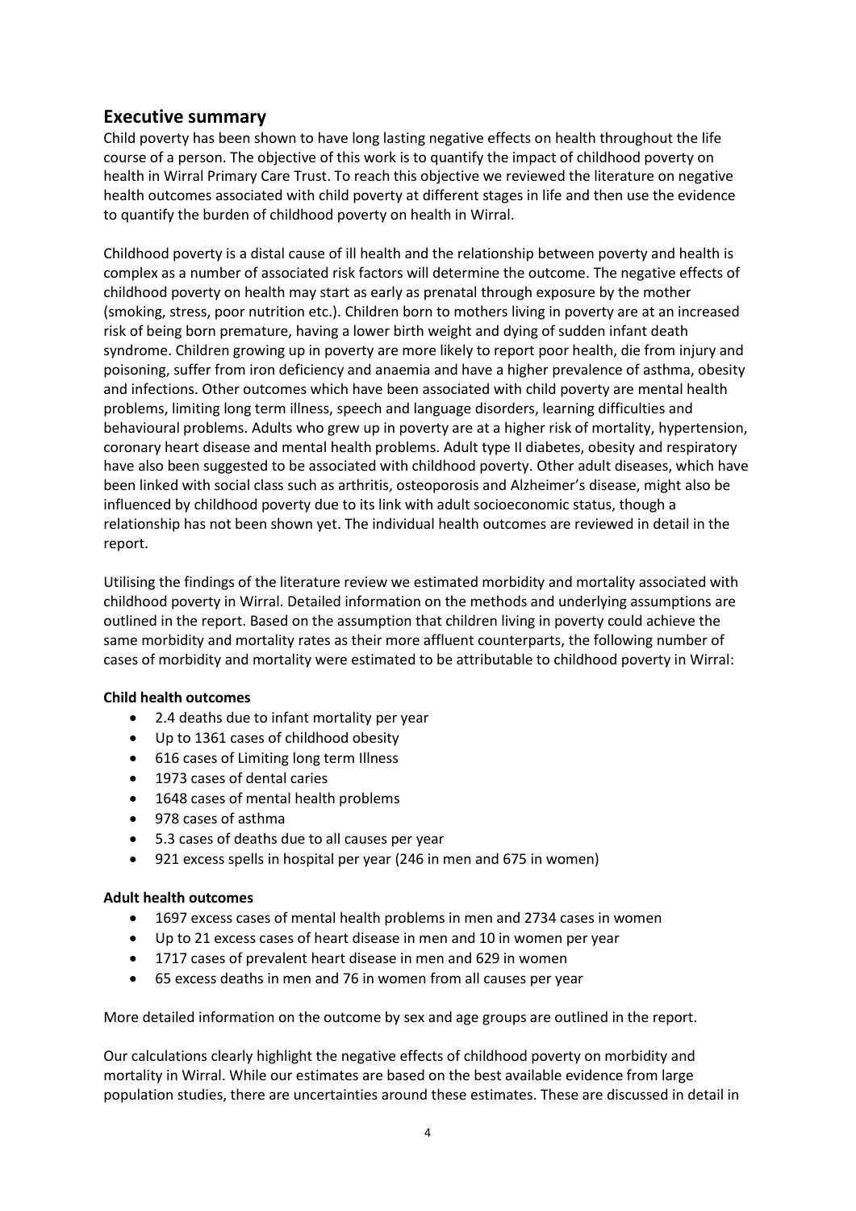## Executive summary

Child poverty has been shown to have long lasting negative effects on health throughout the life course of a person. The objective of this work is to quantify the impact of childhood poverty on health in Wirral Primary Care Trust. To reach this objective we reviewed the literature on negative health outcomes associated with child poverty at different stages in life and then use the evidence to quantify the burden of childhood poverty on health in Wirral.

Childhood poverty is a distal cause of ill health and the relationship between poverty and health is complex as a number of associated risk factors will determine the outcome. The negative effects of childhood poverty on health may start as early as prenatal through exposure by the mother (smoking, stress, poor nutrition etc.). Children born to mothers living in poverty are at an increased risk of being born premature, having a lower birth weight and dying of sudden infant death syndrome. Children growing up in poverty are more likely to report poor health, die from injury and poisoning, suffer from iron deficiency and anaemia and have a higher prevalence of asthma, obesity and infections. Other outcomes which have been associated with child poverty are mental health problems, limiting long term illness, speech and language disorders, learning difficulties and behavioural problems. Adults who grew up in poverty are at a higher risk of mortality, hypertension, coronary heart disease and mental health problems. Adult type II diabetes, obesity and respiratory have also been suggested to be associated with childhood poverty. Other adult diseases, which have been linked with social class such as arthritis, osteoporosis and Alzheimer's disease, might also be influenced by childhood poverty due to its link with adult socioeconomic status, though a relationship has not been shown yet. The individual health outcomes are reviewed in detail in the report.

Utilising the findings of the literature review we estimated morbidity and mortality associated with childhood poverty in Wirral. Detailed information on the methods and underlying assumptions are outlined in the report. Based on the assumption that children living in poverty could achieve the same morbidity and mortality rates as their more affluent counterparts, the following number of cases of morbidity and mortality were estimated to be attributable to childhood poverty in Wirral:

**Child health outcomes**

- 2.4 deaths due to infant mortality per year
- Up to 1361 cases of childhood obesity
- 616 cases of Limiting long term Illness
- 1973 cases of dental caries
- 1648 cases of mental health problems
- 978 cases of asthma
- 5.3 cases of deaths due to all causes per year
- 921 excess spells in hospital per year (246 in men and 675 in women)

**Adult health outcomes**

- 1697 excess cases of mental health problems in men and 2734 cases in women
- Up to 21 excess cases of heart disease in men and 10 in women per year
- 1717 cases of prevalent heart disease in men and 629 in women
- 65 excess deaths in men and 76 in women from all causes per year

More detailed information on the outcome by sex and age groups are outlined in the report.

Our calculations clearly highlight the negative effects of childhood poverty on morbidity and mortality in Wirral. While our estimates are based on the best available evidence from large population studies, there are uncertainties around these estimates. These are discussed in detail in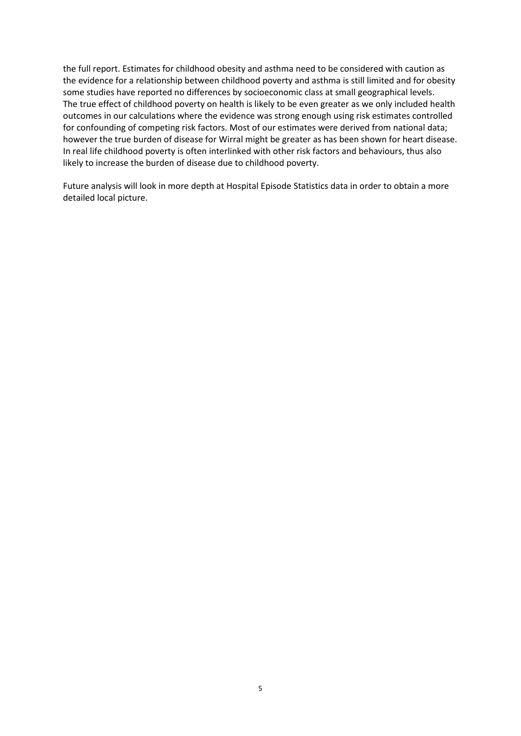the full report. Estimates for childhood obesity and asthma need to be considered with caution as the evidence for a relationship between childhood poverty and asthma is still limited and for obesity some studies have reported no differences by socioeconomic class at small geographical levels. The true effect of childhood poverty on health is likely to be even greater as we only included health outcomes in our calculations where the evidence was strong enough using risk estimates controlled for confounding of competing risk factors. Most of our estimates were derived from national data; however the true burden of disease for Wirral might be greater as has been shown for heart disease. In real life childhood poverty is often interlinked with other risk factors and behaviours, thus also likely to increase the burden of disease due to childhood poverty.

Future analysis will look in more depth at Hospital Episode Statistics data in order to obtain a more detailed local picture.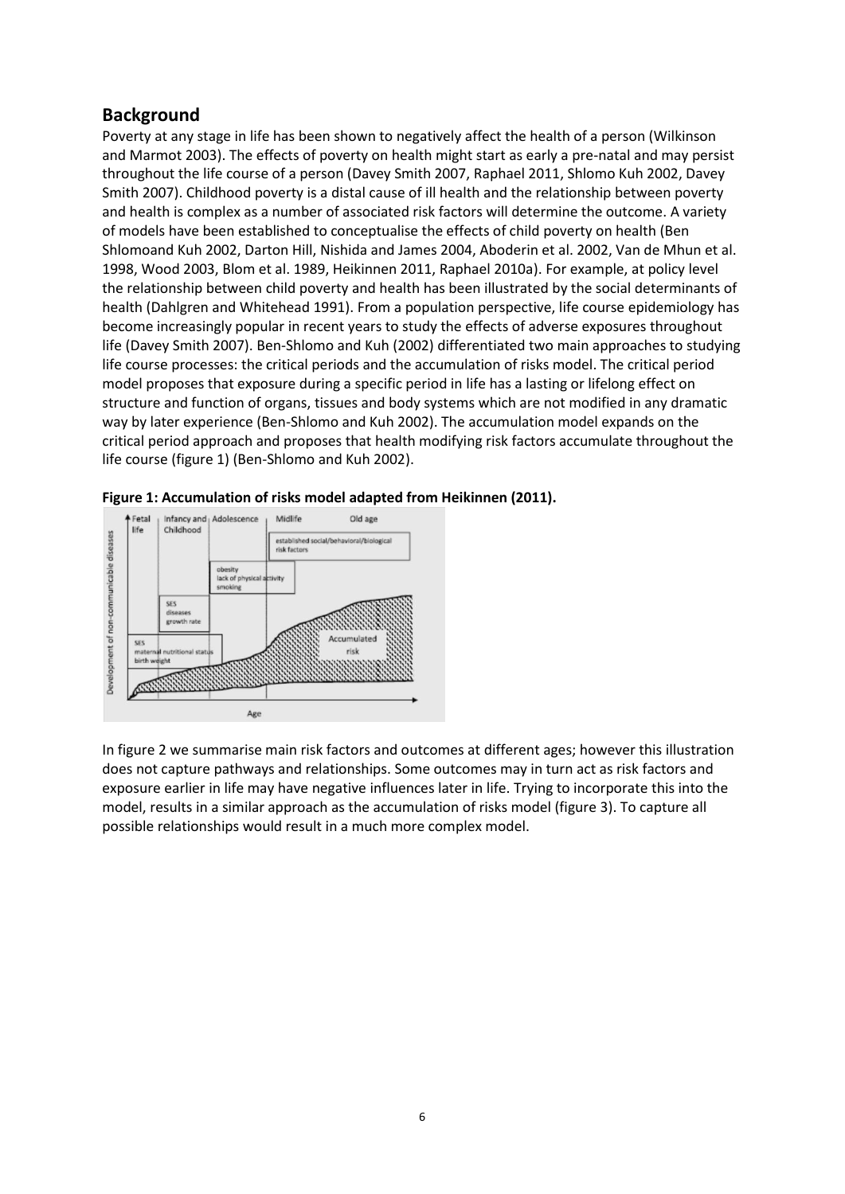## Background

Poverty at any stage in life has been shown to negatively affect the health of a person (Wilkinson and Marmot 2003). The effects of poverty on health might start as early a pre-natal and may persist throughout the life course of a person (Davey Smith 2007, Raphael 2011, Shlomo Kuh 2002, Davey Smith 2007). Childhood poverty is a distal cause of ill health and the relationship between poverty and health is complex as a number of associated risk factors will determine the outcome. A variety of models have been established to conceptualise the effects of child poverty on health (Ben Shlomoand Kuh 2002, Darton Hill, Nishida and James 2004, Aboderin et al. 2002, Van de Mhun et al. 1998, Wood 2003, Blom et al. 1989, Heikinnen 2011, Raphael 2010a). For example, at policy level the relationship between child poverty and health has been illustrated by the social determinants of health (Dahlgren and Whitehead 1991). From a population perspective, life course epidemiology has become increasingly popular in recent years to study the effects of adverse exposures throughout life (Davey Smith 2007). Ben-Shlomo and Kuh (2002) differentiated two main approaches to studying life course processes: the critical periods and the accumulation of risks model. The critical period model proposes that exposure during a specific period in life has a lasting or lifelong effect on structure and function of organs, tissues and body systems which are not modified in any dramatic way by later experience (Ben-Shlomo and Kuh 2002). The accumulation model expands on the critical period approach and proposes that health modifying risk factors accumulate throughout the life course (figure 1) (Ben-Shlomo and Kuh 2002).

**Figure 1: Accumulation of risks model adapted from Heikinnen (2011).**

Fetal life | Infancy and Childhood | Adolescence | Midlife | Old age

Development of non-communicable diseases

SES
maternal nutritional status
birth weight

SES
diseases
growth rate

obesity
lack of physical activity
smoking

established social/behavioral/biological risk factors

Accumulated risk

Age

In figure 2 we summarise main risk factors and outcomes at different ages; however this illustration does not capture pathways and relationships. Some outcomes may in turn act as risk factors and exposure earlier in life may have negative influences later in life. Trying to incorporate this into the model, results in a similar approach as the accumulation of risks model (figure 3). To capture all possible relationships would result in a much more complex model.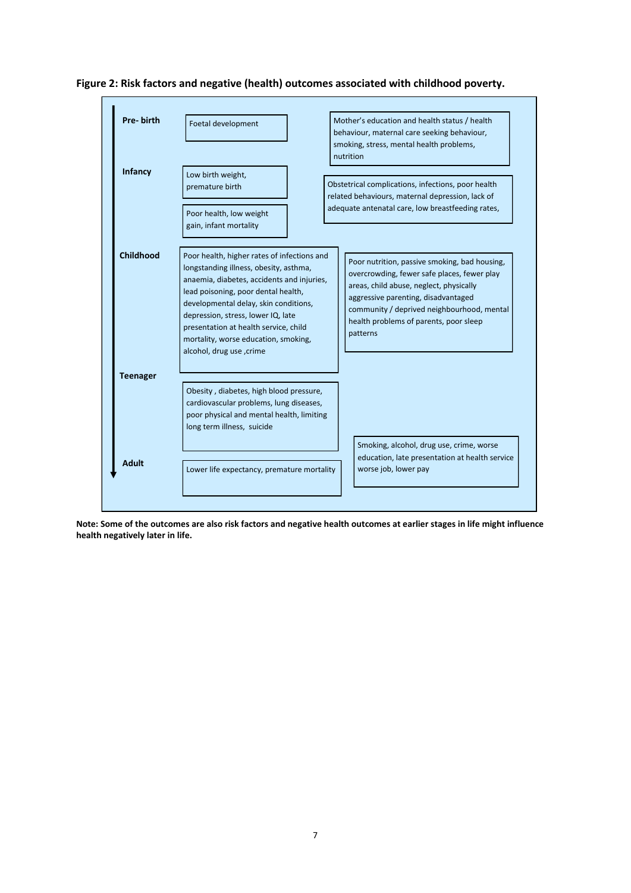**Figure 2: Risk factors and negative (health) outcomes associated with childhood poverty.**

**Pre- birth**

Foetal development

Mother's education and health status / health behaviour, maternal care seeking behaviour, smoking, stress, mental health problems, nutrition

**Infancy**

Low birth weight, premature birth

Obstetrical complications, infections, poor health related behaviours, maternal depression, lack of adequate antenatal care, low breastfeeding rates,

Poor health, low weight gain, infant mortality

**Childhood**

Poor health, higher rates of infections and longstanding illness, obesity, asthma, anaemia, diabetes, accidents and injuries, lead poisoning, poor dental health, developmental delay, skin conditions, depression, stress, lower IQ, late presentation at health service, child mortality, worse education, smoking, alcohol, drug use ,crime

Poor nutrition, passive smoking, bad housing, overcrowding, fewer safe places, fewer play areas, child abuse, neglect, physically aggressive parenting, disadvantaged community / deprived neighbourhood, mental health problems of parents, poor sleep patterns

**Teenager**

Obesity , diabetes, high blood pressure, cardiovascular problems, lung diseases, poor physical and mental health, limiting long term illness, suicide

Smoking, alcohol, drug use, crime, worse education, late presentation at health service worse job, lower pay

**Adult**

Lower life expectancy, premature mortality

**Note: Some of the outcomes are also risk factors and negative health outcomes at earlier stages in life might influence health negatively later in life.**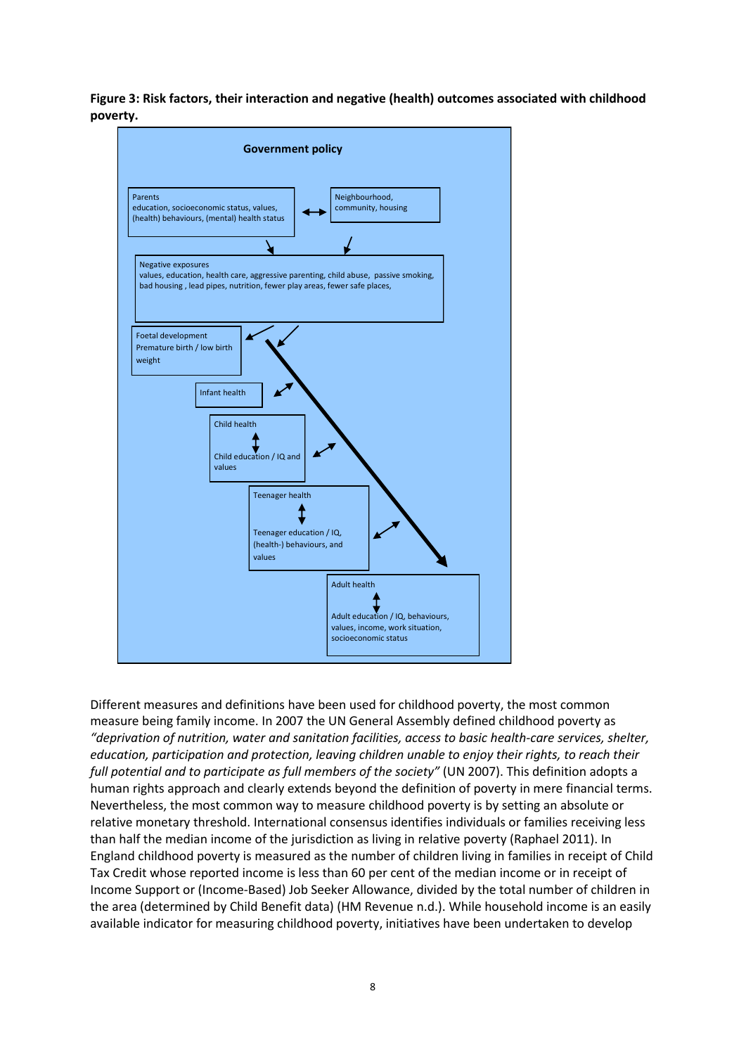**Figure 3: Risk factors, their interaction and negative (health) outcomes associated with childhood poverty.**

Government policy

Parents
education, socioeconomic status, values, (health) behaviours, (mental) health status

Neighbourhood, community, housing

Negative exposures
values, education, health care, aggressive parenting, child abuse, passive smoking, bad housing , lead pipes, nutrition, fewer play areas, fewer safe places,

Foetal development
Premature birth / low birth weight

Infant health

Child health
Child education / IQ and values

Teenager health
Teenager education / IQ, (health-) behaviours, and values

Adult health
Adult education / IQ, behaviours, values, income, work situation, socioeconomic status

Different measures and definitions have been used for childhood poverty, the most common measure being family income. In 2007 the UN General Assembly defined childhood poverty as *"deprivation of nutrition, water and sanitation facilities, access to basic health-care services, shelter, education, participation and protection, leaving children unable to enjoy their rights, to reach their full potential and to participate as full members of the society"* (UN 2007). This definition adopts a human rights approach and clearly extends beyond the definition of poverty in mere financial terms. Nevertheless, the most common way to measure childhood poverty is by setting an absolute or relative monetary threshold. International consensus identifies individuals or families receiving less than half the median income of the jurisdiction as living in relative poverty (Raphael 2011). In England childhood poverty is measured as the number of children living in families in receipt of Child Tax Credit whose reported income is less than 60 per cent of the median income or in receipt of Income Support or (Income-Based) Job Seeker Allowance, divided by the total number of children in the area (determined by Child Benefit data) (HM Revenue n.d.). While household income is an easily available indicator for measuring childhood poverty, initiatives have been undertaken to develop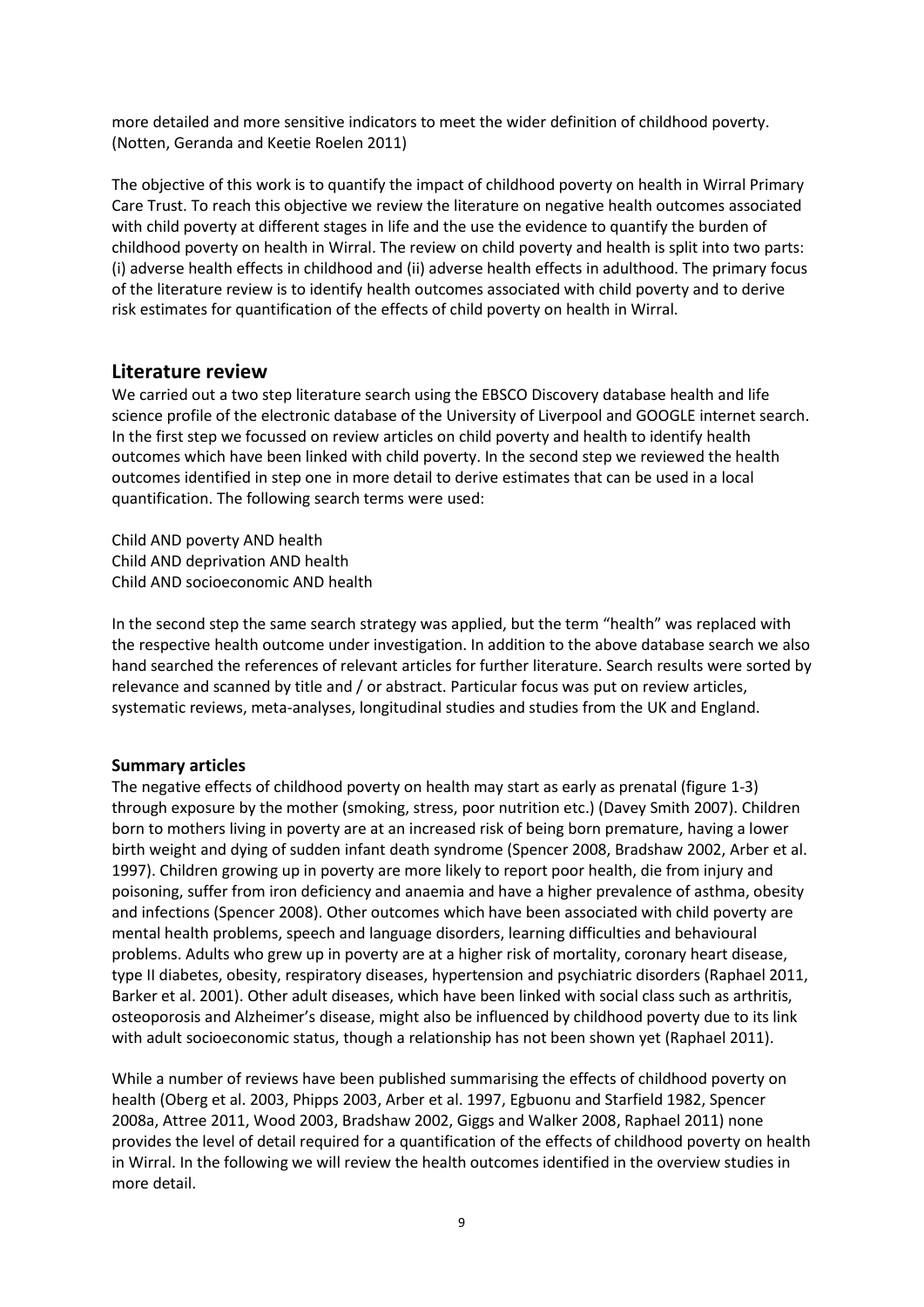more detailed and more sensitive indicators to meet the wider definition of childhood poverty. (Notten, Geranda and Keetie Roelen 2011)

The objective of this work is to quantify the impact of childhood poverty on health in Wirral Primary Care Trust. To reach this objective we review the literature on negative health outcomes associated with child poverty at different stages in life and the use the evidence to quantify the burden of childhood poverty on health in Wirral. The review on child poverty and health is split into two parts: (i) adverse health effects in childhood and (ii) adverse health effects in adulthood. The primary focus of the literature review is to identify health outcomes associated with child poverty and to derive risk estimates for quantification of the effects of child poverty on health in Wirral.

## Literature review

We carried out a two step literature search using the EBSCO Discovery database health and life science profile of the electronic database of the University of Liverpool and GOOGLE internet search. In the first step we focussed on review articles on child poverty and health to identify health outcomes which have been linked with child poverty. In the second step we reviewed the health outcomes identified in step one in more detail to derive estimates that can be used in a local quantification. The following search terms were used:

Child AND poverty AND health
Child AND deprivation AND health
Child AND socioeconomic AND health

In the second step the same search strategy was applied, but the term "health" was replaced with the respective health outcome under investigation. In addition to the above database search we also hand searched the references of relevant articles for further literature. Search results were sorted by relevance and scanned by title and / or abstract. Particular focus was put on review articles, systematic reviews, meta-analyses, longitudinal studies and studies from the UK and England.

### Summary articles

The negative effects of childhood poverty on health may start as early as prenatal (figure 1-3) through exposure by the mother (smoking, stress, poor nutrition etc.) (Davey Smith 2007). Children born to mothers living in poverty are at an increased risk of being born premature, having a lower birth weight and dying of sudden infant death syndrome (Spencer 2008, Bradshaw 2002, Arber et al. 1997). Children growing up in poverty are more likely to report poor health, die from injury and poisoning, suffer from iron deficiency and anaemia and have a higher prevalence of asthma, obesity and infections (Spencer 2008). Other outcomes which have been associated with child poverty are mental health problems, speech and language disorders, learning difficulties and behavioural problems. Adults who grew up in poverty are at a higher risk of mortality, coronary heart disease, type II diabetes, obesity, respiratory diseases, hypertension and psychiatric disorders (Raphael 2011, Barker et al. 2001). Other adult diseases, which have been linked with social class such as arthritis, osteoporosis and Alzheimer's disease, might also be influenced by childhood poverty due to its link with adult socioeconomic status, though a relationship has not been shown yet (Raphael 2011).

While a number of reviews have been published summarising the effects of childhood poverty on health (Oberg et al. 2003, Phipps 2003, Arber et al. 1997, Egbuonu and Starfield 1982, Spencer 2008a, Attree 2011, Wood 2003, Bradshaw 2002, Giggs and Walker 2008, Raphael 2011) none provides the level of detail required for a quantification of the effects of childhood poverty on health in Wirral. In the following we will review the health outcomes identified in the overview studies in more detail.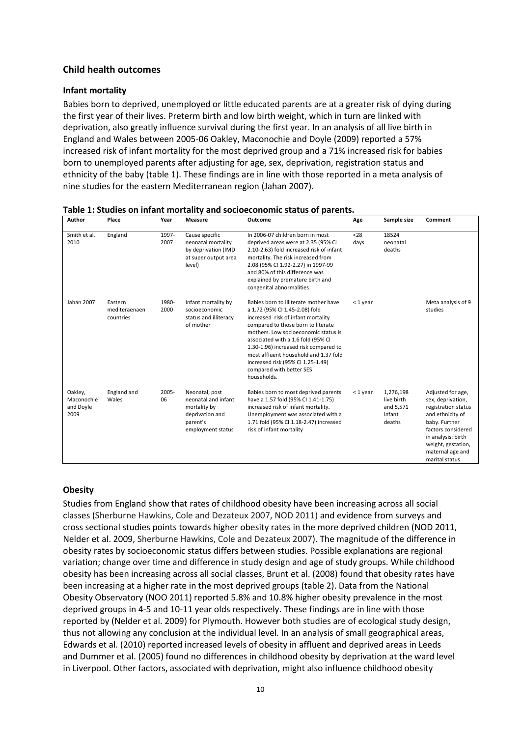## Child health outcomes

### Infant mortality

Babies born to deprived, unemployed or little educated parents are at a greater risk of dying during the first year of their lives. Preterm birth and low birth weight, which in turn are linked with deprivation, also greatly influence survival during the first year. In an analysis of all live birth in England and Wales between 2005-06 Oakley, Maconochie and Doyle (2009) reported a 57% increased risk of infant mortality for the most deprived group and a 71% increased risk for babies born to unemployed parents after adjusting for age, sex, deprivation, registration status and ethnicity of the baby (table 1). These findings are in line with those reported in a meta analysis of nine studies for the eastern Mediterranean region (Jahan 2007).

**Table 1: Studies on infant mortality and socioeconomic status of parents.**

| Author | Place | Year | Measure | Outcome | Age | Sample size | Comment |
|---|---|---|---|---|---|---|---|
| Smith et al. 2010 | England | 1997-2007 | Cause specific neonatal mortality by deprivation (IMD at super output area level) | In 2006-07 children born in most deprived areas were at 2.35 (95% CI 2.10-2.63) fold increased risk of infant mortality. The risk increased from 2.08 (95% CI 1.92-2.27) in 1997-99 and 80% of this difference was explained by premature birth and congenital abnormalities | <28 days | 18524 neonatal deaths | |
| Jahan 2007 | Eastern mediteraenaen countries | 1980-2000 | Infant mortality by socioeconomic status and illiteracy of mother | Babies born to illiterate mother have a 1.72 (95% CI 1.45-2.08) fold increased risk of infant mortality compared to those born to literate mothers. Low socioeconomic status is associated with a 1.6 fold (95% CI 1.30-1.96) increased risk compared to most affluent household and 1.37 fold increased risk (95% CI 1.25-1.49) compared with better SES households. | < 1 year | | Meta analysis of 9 studies |
| Oakley, Maconochie and Doyle 2009 | England and Wales | 2005-06 | Neonatal, post neonatal and infant mortality by deprivation and parent's employment status | Babies born to most deprived parents have a 1.57 fold (95% CI 1.41-1.75) increased risk of infant mortality. Unemployment was associated with a 1.71 fold (95% CI 1.18-2.47) increased risk of infant mortality | < 1 year | 1,276,198 live birth and 5,571 infant deaths | Adjusted for age, sex, deprivation, registration status and ethnicity of baby. Further factors considered in analysis: birth weight, gestation, maternal age and marital status |

### Obesity

Studies from England show that rates of childhood obesity have been increasing across all social classes (Sherburne Hawkins, Cole and Dezateux 2007, NOD 2011) and evidence from surveys and cross sectional studies points towards higher obesity rates in the more deprived children (NOD 2011, Nelder et al. 2009, Sherburne Hawkins, Cole and Dezateux 2007). The magnitude of the difference in obesity rates by socioeconomic status differs between studies. Possible explanations are regional variation; change over time and difference in study design and age of study groups. While childhood obesity has been increasing across all social classes, Brunt et al. (2008) found that obesity rates have been increasing at a higher rate in the most deprived groups (table 2). Data from the National Obesity Observatory (NOO 2011) reported 5.8% and 10.8% higher obesity prevalence in the most deprived groups in 4-5 and 10-11 year olds respectively. These findings are in line with those reported by (Nelder et al. 2009) for Plymouth. However both studies are of ecological study design, thus not allowing any conclusion at the individual level. In an analysis of small geographical areas, Edwards et al. (2010) reported increased levels of obesity in affluent and deprived areas in Leeds and Dummer et al. (2005) found no differences in childhood obesity by deprivation at the ward level in Liverpool. Other factors, associated with deprivation, might also influence childhood obesity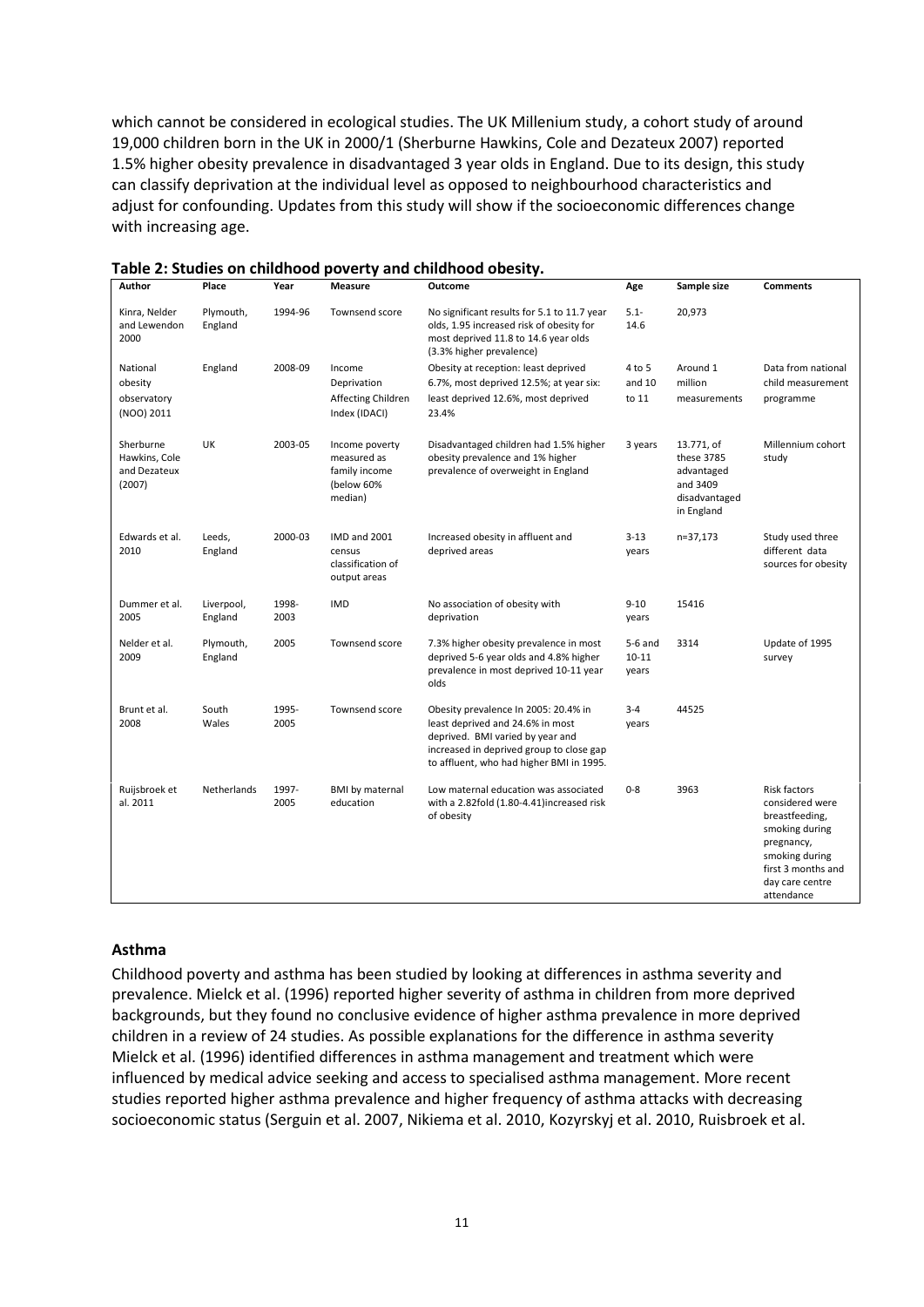which cannot be considered in ecological studies. The UK Millenium study, a cohort study of around 19,000 children born in the UK in 2000/1 (Sherburne Hawkins, Cole and Dezateux 2007) reported 1.5% higher obesity prevalence in disadvantaged 3 year olds in England. Due to its design, this study can classify deprivation at the individual level as opposed to neighbourhood characteristics and adjust for confounding. Updates from this study will show if the socioeconomic differences change with increasing age.

**Table 2: Studies on childhood poverty and childhood obesity.**

| Author | Place | Year | Measure | Outcome | Age | Sample size | Comments |
|---|---|---|---|---|---|---|---|
| Kinra, Nelder and Lewendon 2000 | Plymouth, England | 1994-96 | Townsend score | No significant results for 5.1 to 11.7 year olds, 1.95 increased risk of obesity for most deprived 11.8 to 14.6 year olds (3.3% higher prevalence) | 5.1-14.6 | 20,973 | |
| National obesity observatory (NOO) 2011 | England | 2008-09 | Income Deprivation Affecting Children Index (IDACI) | Obesity at reception: least deprived 6.7%, most deprived 12.5%; at year six: least deprived 12.6%, most deprived 23.4% | 4 to 5 and 10 to 11 | Around 1 million measurements | Data from national child measurement programme |
| Sherburne Hawkins, Cole and Dezateux (2007) | UK | 2003-05 | Income poverty measured as family income (below 60% median) | Disadvantaged children had 1.5% higher obesity prevalence and 1% higher prevalence of overweight in England | 3 years | 13.771, of these 3785 advantaged and 3409 disadvantaged in England | Millennium cohort study |
| Edwards et al. 2010 | Leeds, England | 2000-03 | IMD and 2001 census classification of output areas | Increased obesity in affluent and deprived areas | 3-13 years | n=37,173 | Study used three different data sources for obesity |
| Dummer et al. 2005 | Liverpool, England | 1998-2003 | IMD | No association of obesity with deprivation | 9-10 years | 15416 | |
| Nelder et al. 2009 | Plymouth, England | 2005 | Townsend score | 7.3% higher obesity prevalence in most deprived 5-6 year olds and 4.8% higher prevalence in most deprived 10-11 year olds | 5-6 and 10-11 years | 3314 | Update of 1995 survey |
| Brunt et al. 2008 | South Wales | 1995-2005 | Townsend score | Obesity prevalence In 2005: 20.4% in least deprived and 24.6% in most deprived. BMI varied by year and increased in deprived group to close gap to affluent, who had higher BMI in 1995. | 3-4 years | 44525 | |
| Ruijsbroek et al. 2011 | Netherlands | 1997-2005 | BMI by maternal education | Low maternal education was associated with a 2.82fold (1.80-4.41)increased risk of obesity | 0-8 | 3963 | Risk factors considered were breastfeeding, smoking during pregnancy, smoking during first 3 months and day care centre attendance |

### Asthma

Childhood poverty and asthma has been studied by looking at differences in asthma severity and prevalence. Mielck et al. (1996) reported higher severity of asthma in children from more deprived backgrounds, but they found no conclusive evidence of higher asthma prevalence in more deprived children in a review of 24 studies. As possible explanations for the difference in asthma severity Mielck et al. (1996) identified differences in asthma management and treatment which were influenced by medical advice seeking and access to specialised asthma management. More recent studies reported higher asthma prevalence and higher frequency of asthma attacks with decreasing socioeconomic status (Serguin et al. 2007, Nikiema et al. 2010, Kozyrskyj et al. 2010, Ruisbroek et al.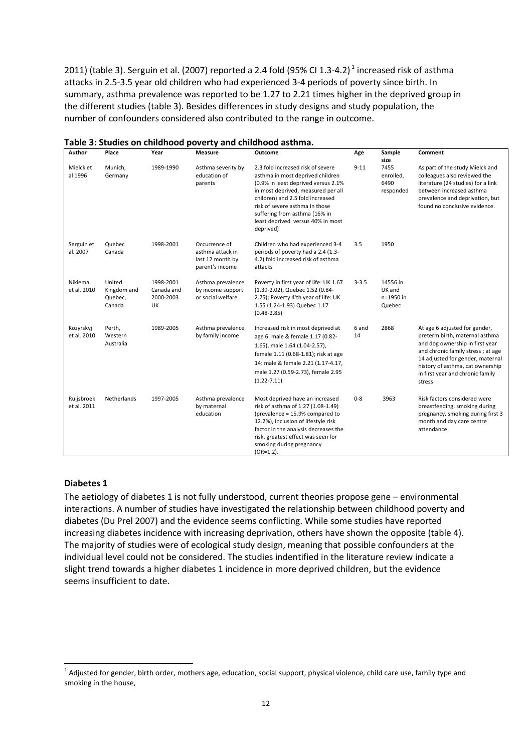2011) (table 3). Serguin et al. (2007) reported a 2.4 fold (95% CI 1.3-4.2) [1] increased risk of asthma attacks in 2.5-3.5 year old children who had experienced 3-4 periods of poverty since birth. In summary, asthma prevalence was reported to be 1.27 to 2.21 times higher in the deprived group in the different studies (table 3). Besides differences in study designs and study population, the number of confounders considered also contributed to the range in outcome.

**Table 3: Studies on childhood poverty and childhood asthma.**

| Author | Place | Year | Measure | Outcome | Age | Sample size | Comment |
|---|---|---|---|---|---|---|---|
| Mielck et al 1996 | Munich, Germany | 1989-1990 | Asthma severity by education of parents | 2.3 fold increased risk of severe asthma in most deprived children (0.9% in least deprived versus 2.1% in most deprived, measured per all children) and 2.5 fold increased risk of severe asthma in those suffering from asthma (16% in least deprived versus 40% in most deprived) | 9-11 | 7455 enrolled, 6490 responded | As part of the study Mielck and colleagues also reviewed the literature (24 studies) for a link between increased asthma prevalence and deprivation, but found no conclusive evidence. |
| Serguin et al. 2007 | Quebec Canada | 1998-2001 | Occurrence of asthma attack in last 12 month by parent's income | Children who had experienced 3-4 periods of poverty had a 2.4 (1.3-4.2) fold increased risk of asthma attacks | 3.5 | 1950 | |
| Nikiema et al. 2010 | United Kingdom and Quebec, Canada | 1998-2001 Canada and 2000-2003 UK | Asthma prevalence by income support or social welfare | Poverty in first year of life: UK 1.67 (1.39-2.02), Quebec 1.52 (0.84-2.75); Poverty 4'th year of life: UK 1.55 (1.24-1.93) Quebec 1.17 (0.48-2.85) | 3-3.5 | 14556 in UK and n=1950 in Quebec | |
| Kozyrskyj et al. 2010 | Perth, Western Australia | 1989-2005 | Asthma prevalence by family income | Increased risk in most deprived at age 6: male & female 1.17 (0.82-1.65), male 1.64 (1.04-2.57), female 1.11 (0.68-1.81); risk at age 14: male & female 2.21 (1.17-4.17, male 1.27 (0.59-2.73), female 2.95 (1.22-7.11) | 6 and 14 | 2868 | At age 6 adjusted for gender, preterm birth, maternal asthma and dog ownership in first year and chronic family stress ; at age 14 adjusted for gender, maternal history of asthma, cat ownership in first year and chronic family stress |
| Ruijsbroek et al. 2011 | Netherlands | 1997-2005 | Asthma prevalence by maternal education | Most deprived have an increased risk of asthma of 1.27 (1.08-1.49) (prevalence = 15.9% compared to 12.2%), inclusion of lifestyle risk factor in the analysis decreases the risk, greatest effect was seen for smoking during pregnancy (OR=1.2). | 0-8 | 3963 | Risk factors considered were breastfeeding, smoking during pregnancy, smoking during first 3 month and day care centre attendance |

### Diabetes 1

The aetiology of diabetes 1 is not fully understood, current theories propose gene – environmental interactions. A number of studies have investigated the relationship between childhood poverty and diabetes (Du Prel 2007) and the evidence seems conflicting. While some studies have reported increasing diabetes incidence with increasing deprivation, others have shown the opposite (table 4). The majority of studies were of ecological study design, meaning that possible confounders at the individual level could not be considered. The studies indentified in the literature review indicate a slight trend towards a higher diabetes 1 incidence in more deprived children, but the evidence seems insufficient to date.

[1] Adjusted for gender, birth order, mothers age, education, social support, physical violence, child care use, family type and smoking in the house,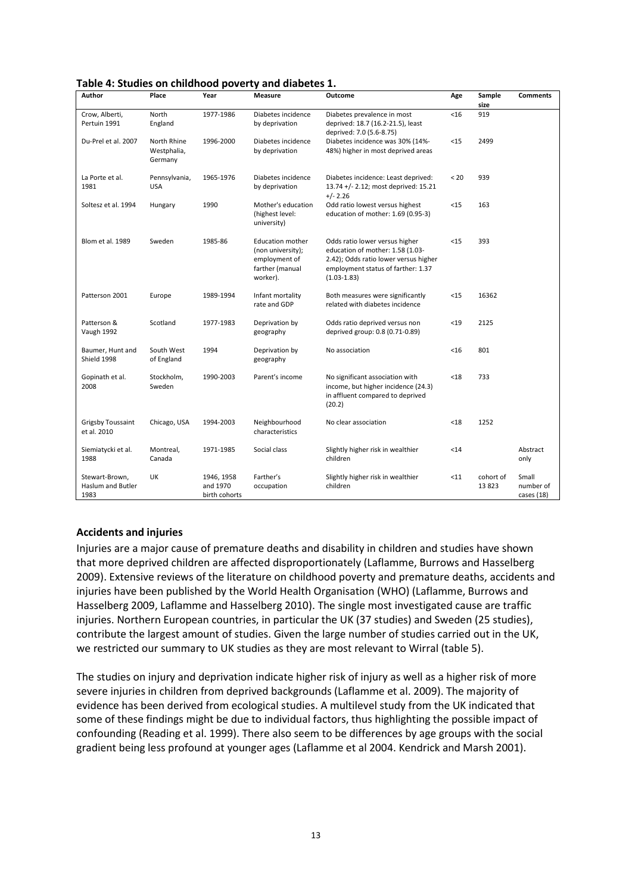**Table 4: Studies on childhood poverty and diabetes 1.**

| Author | Place | Year | Measure | Outcome | Age | Sample size | Comments |
|---|---|---|---|---|---|---|---|
| Crow, Alberti, Pertuin 1991 | North England | 1977-1986 | Diabetes incidence by deprivation | Diabetes prevalence in most deprived: 18.7 (16.2-21.5), least deprived: 7.0 (5.6-8.75) | <16 | 919 | |
| Du-Prel et al. 2007 | North Rhine Westphalia, Germany | 1996-2000 | Diabetes incidence by deprivation | Diabetes incidence was 30% (14%-48%) higher in most deprived areas | <15 | 2499 | |
| La Porte et al. 1981 | Pennsylvania, USA | 1965-1976 | Diabetes incidence by deprivation | Diabetes incidence: Least deprived: 13.74 +/- 2.12; most deprived: 15.21 +/- 2.26 | < 20 | 939 | |
| Soltesz et al. 1994 | Hungary | 1990 | Mother's education (highest level: university) | Odd ratio lowest versus highest education of mother: 1.69 (0.95-3) | <15 | 163 | |
| Blom et al. 1989 | Sweden | 1985-86 | Education mother (non university); employment of farther (manual worker). | Odds ratio lower versus higher education of mother: 1.58 (1.03-2.42); Odds ratio lower versus higher employment status of farther: 1.37 (1.03-1.83) | <15 | 393 | |
| Patterson 2001 | Europe | 1989-1994 | Infant mortality rate and GDP | Both measures were significantly related with diabetes incidence | <15 | 16362 | |
| Patterson & Vaugh 1992 | Scotland | 1977-1983 | Deprivation by geography | Odds ratio deprived versus non deprived group: 0.8 (0.71-0.89) | <19 | 2125 | |
| Baumer, Hunt and Shield 1998 | South West of England | 1994 | Deprivation by geography | No association | <16 | 801 | |
| Gopinath et al. 2008 | Stockholm, Sweden | 1990-2003 | Parent's income | No significant association with income, but higher incidence (24.3) in affluent compared to deprived (20.2) | <18 | 733 | |
| Grigsby Toussaint et al. 2010 | Chicago, USA | 1994-2003 | Neighbourhood characteristics | No clear association | <18 | 1252 | |
| Siemiatycki et al. 1988 | Montreal, Canada | 1971-1985 | Social class | Slightly higher risk in wealthier children | <14 | | Abstract only |
| Stewart-Brown, Haslum and Butler 1983 | UK | 1946, 1958 and 1970 birth cohorts | Farther's occupation | Slightly higher risk in wealthier children | <11 | cohort of 13 823 | Small number of cases (18) |

## Accidents and injuries

Injuries are a major cause of premature deaths and disability in children and studies have shown that more deprived children are affected disproportionately (Laflamme, Burrows and Hasselberg 2009). Extensive reviews of the literature on childhood poverty and premature deaths, accidents and injuries have been published by the World Health Organisation (WHO) (Laflamme, Burrows and Hasselberg 2009, Laflamme and Hasselberg 2010). The single most investigated cause are traffic injuries. Northern European countries, in particular the UK (37 studies) and Sweden (25 studies), contribute the largest amount of studies. Given the large number of studies carried out in the UK, we restricted our summary to UK studies as they are most relevant to Wirral (table 5).

The studies on injury and deprivation indicate higher risk of injury as well as a higher risk of more severe injuries in children from deprived backgrounds (Laflamme et al. 2009). The majority of evidence has been derived from ecological studies. A multilevel study from the UK indicated that some of these findings might be due to individual factors, thus highlighting the possible impact of confounding (Reading et al. 1999). There also seem to be differences by age groups with the social gradient being less profound at younger ages (Laflamme et al 2004. Kendrick and Marsh 2001).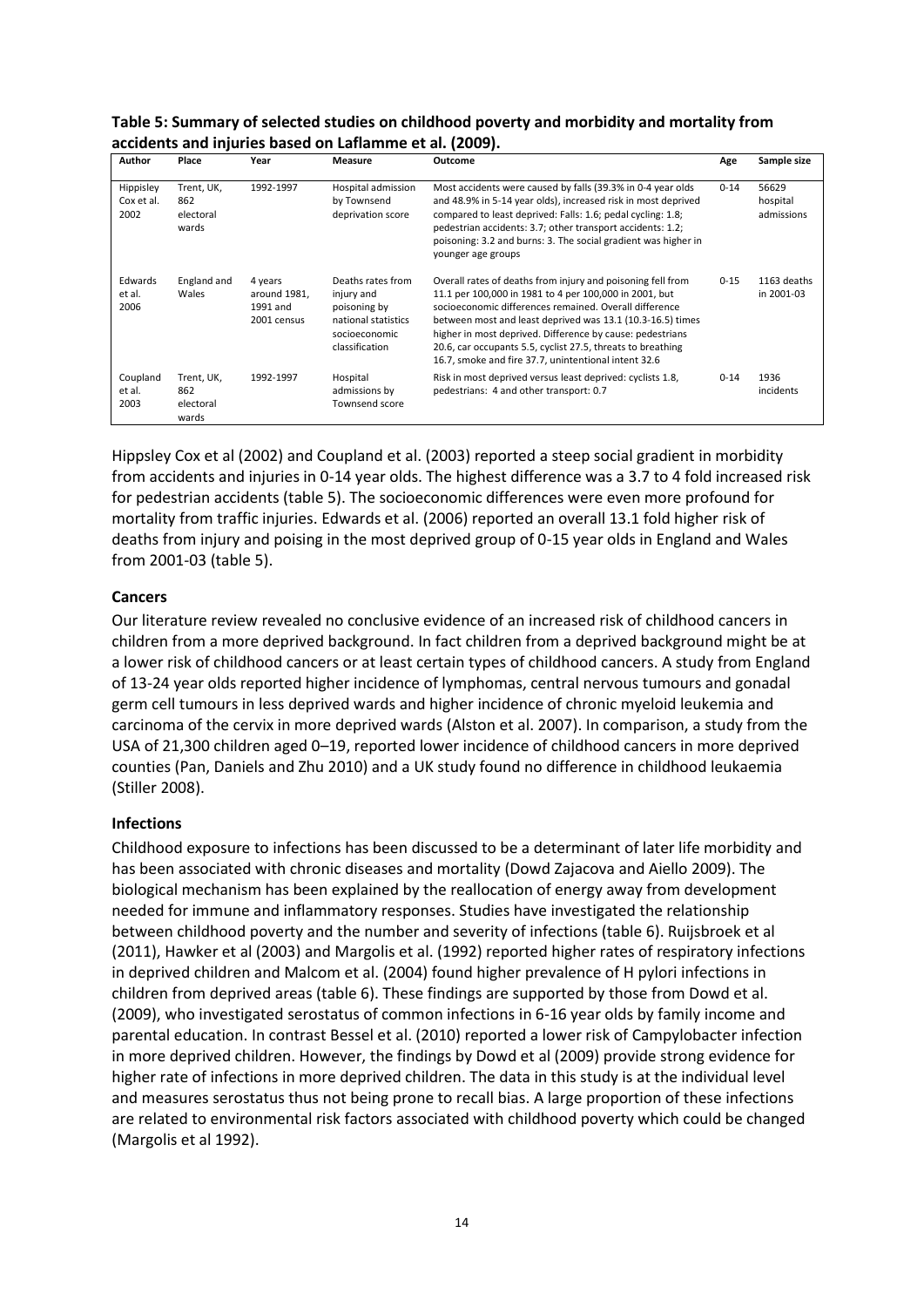**Table 5: Summary of selected studies on childhood poverty and morbidity and mortality from accidents and injuries based on Laflamme et al. (2009).**

| Author | Place | Year | Measure | Outcome | Age | Sample size |
|---|---|---|---|---|---|---|
| Hippsley Cox et al. 2002 | Trent, UK, 862 electoral wards | 1992-1997 | Hospital admission by Townsend deprivation score | Most accidents were caused by falls (39.3% in 0-4 year olds and 48.9% in 5-14 year olds), increased risk in most deprived compared to least deprived: Falls: 1.6; pedal cycling: 1.8; pedestrian accidents: 3.7; other transport accidents: 1.2; poisoning: 3.2 and burns: 3. The social gradient was higher in younger age groups | 0-14 | 56629 hospital admissions |
| Edwards et al. 2006 | England and Wales | 4 years around 1981, 1991 and 2001 census | Deaths rates from injury and poisoning by national statistics socioeconomic classification | Overall rates of deaths from injury and poisoning fell from 11.1 per 100,000 in 1981 to 4 per 100,000 in 2001, but socioeconomic differences remained. Overall difference between most and least deprived was 13.1 (10.3-16.5) times higher in most deprived. Difference by cause: pedestrians 20.6, car occupants 5.5, cyclist 27.5, threats to breathing 16.7, smoke and fire 37.7, unintentional intent 32.6 | 0-15 | 1163 deaths in 2001-03 |
| Coupland et al. 2003 | Trent, UK, 862 electoral wards | 1992-1997 | Hospital admissions by Townsend score | Risk in most deprived versus least deprived: cyclists 1.8, pedestrians: 4 and other transport: 0.7 | 0-14 | 1936 incidents |

Hippsley Cox et al (2002) and Coupland et al. (2003) reported a steep social gradient in morbidity from accidents and injuries in 0-14 year olds. The highest difference was a 3.7 to 4 fold increased risk for pedestrian accidents (table 5). The socioeconomic differences were even more profound for mortality from traffic injuries. Edwards et al. (2006) reported an overall 13.1 fold higher risk of deaths from injury and poising in the most deprived group of 0-15 year olds in England and Wales from 2001-03 (table 5).

**Cancers**

Our literature review revealed no conclusive evidence of an increased risk of childhood cancers in children from a more deprived background. In fact children from a deprived background might be at a lower risk of childhood cancers or at least certain types of childhood cancers. A study from England of 13-24 year olds reported higher incidence of lymphomas, central nervous tumours and gonadal germ cell tumours in less deprived wards and higher incidence of chronic myeloid leukemia and carcinoma of the cervix in more deprived wards (Alston et al. 2007). In comparison, a study from the USA of 21,300 children aged 0–19, reported lower incidence of childhood cancers in more deprived counties (Pan, Daniels and Zhu 2010) and a UK study found no difference in childhood leukaemia (Stiller 2008).

**Infections**

Childhood exposure to infections has been discussed to be a determinant of later life morbidity and has been associated with chronic diseases and mortality (Dowd Zajacova and Aiello 2009). The biological mechanism has been explained by the reallocation of energy away from development needed for immune and inflammatory responses. Studies have investigated the relationship between childhood poverty and the number and severity of infections (table 6). Ruijsbroek et al (2011), Hawker et al (2003) and Margolis et al. (1992) reported higher rates of respiratory infections in deprived children and Malcom et al. (2004) found higher prevalence of H pylori infections in children from deprived areas (table 6). These findings are supported by those from Dowd et al. (2009), who investigated serostatus of common infections in 6-16 year olds by family income and parental education. In contrast Bessel et al. (2010) reported a lower risk of Campylobacter infection in more deprived children. However, the findings by Dowd et al (2009) provide strong evidence for higher rate of infections in more deprived children. The data in this study is at the individual level and measures serostatus thus not being prone to recall bias. A large proportion of these infections are related to environmental risk factors associated with childhood poverty which could be changed (Margolis et al 1992).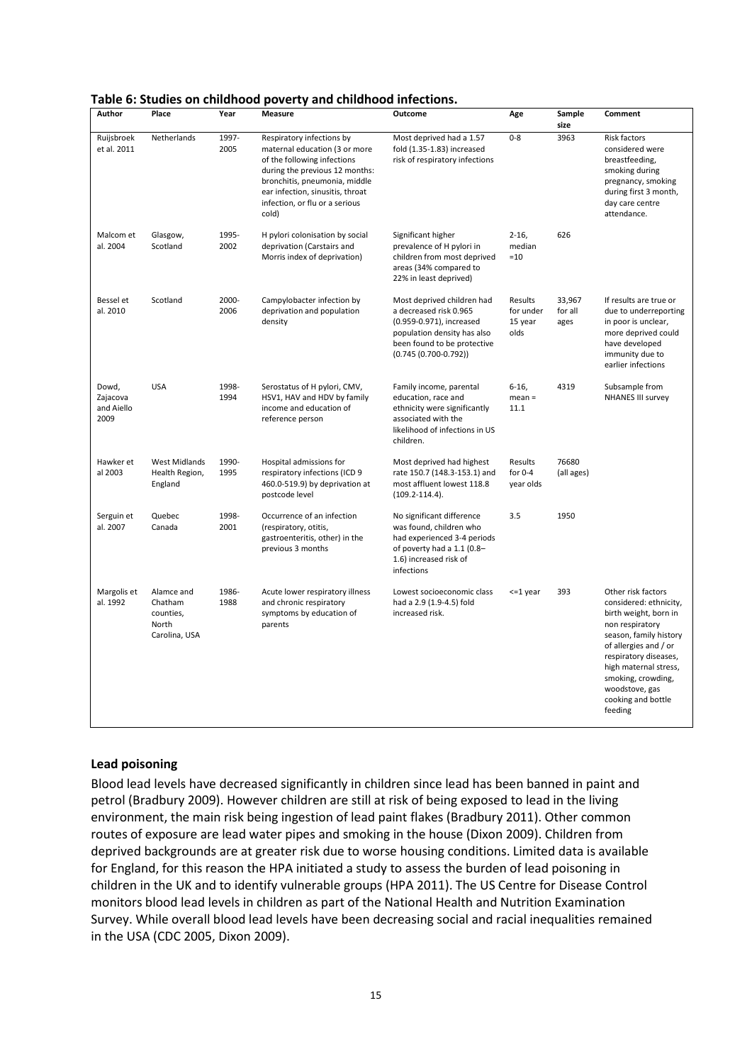**Table 6: Studies on childhood poverty and childhood infections.**

| Author | Place | Year | Measure | Outcome | Age | Sample size | Comment |
|---|---|---|---|---|---|---|---|
| Ruijsbroek et al. 2011 | Netherlands | 1997-2005 | Respiratory infections by maternal education (3 or more of the following infections during the previous 12 months: bronchitis, pneumonia, middle ear infection, sinusitis, throat infection, or flu or a serious cold) | Most deprived had a 1.57 fold (1.35-1.83) increased risk of respiratory infections | 0-8 | 3963 | Risk factors considered were breastfeeding, smoking during pregnancy, smoking during first 3 month, day care centre attendance. |
| Malcom et al. 2004 | Glasgow, Scotland | 1995-2002 | H pylori colonisation by social deprivation (Carstairs and Morris index of deprivation) | Significant higher prevalence of H pylori in children from most deprived areas (34% compared to 22% in least deprived) | 2-16, median =10 | 626 | |
| Bessel et al. 2010 | Scotland | 2000-2006 | Campylobacter infection by deprivation and population density | Most deprived children had a decreased risk 0.965 (0.959-0.971), increased population density has also been found to be protective (0.745 (0.700-0.792)) | Results for under 15 year olds | 33,967 for all ages | If results are true or due to underreporting in poor is unclear, more deprived could have developed immunity due to earlier infections |
| Dowd, Zajacova and Aiello 2009 | USA | 1998-1994 | Serostatus of H pylori, CMV, HSV1, HAV and HDV by family income and education of reference person | Family income, parental education, race and ethnicity were significantly associated with the likelihood of infections in US children. | 6-16, mean = 11.1 | 4319 | Subsample from NHANES III survey |
| Hawker et al 2003 | West Midlands Health Region, England | 1990-1995 | Hospital admissions for respiratory infections (ICD 9 460.0-519.9) by deprivation at postcode level | Most deprived had highest rate 150.7 (148.3-153.1) and most affluent lowest 118.8 (109.2-114.4). | Results for 0-4 year olds | 76680 (all ages) | |
| Serguin et al. 2007 | Quebec Canada | 1998-2001 | Occurrence of an infection (respiratory, otitis, gastroenteritis, other) in the previous 3 months | No significant difference was found, children who had experienced 3-4 periods of poverty had a 1.1 (0.8–1.6) increased risk of infections | 3.5 | 1950 | |
| Margolis et al. 1992 | Alamce and Chatham counties, North Carolina, USA | 1986-1988 | Acute lower respiratory illness and chronic respiratory symptoms by education of parents | Lowest socioeconomic class had a 2.9 (1.9-4.5) fold increased risk. | <=1 year | 393 | Other risk factors considered: ethnicity, birth weight, born in non respiratory season, family history of allergies and / or respiratory diseases, high maternal stress, smoking, crowding, woodstove, gas cooking and bottle feeding |

## Lead poisoning

Blood lead levels have decreased significantly in children since lead has been banned in paint and petrol (Bradbury 2009). However children are still at risk of being exposed to lead in the living environment, the main risk being ingestion of lead paint flakes (Bradbury 2011). Other common routes of exposure are lead water pipes and smoking in the house (Dixon 2009). Children from deprived backgrounds are at greater risk due to worse housing conditions. Limited data is available for England, for this reason the HPA initiated a study to assess the burden of lead poisoning in children in the UK and to identify vulnerable groups (HPA 2011). The US Centre for Disease Control monitors blood lead levels in children as part of the National Health and Nutrition Examination Survey. While overall blood lead levels have been decreasing social and racial inequalities remained in the USA (CDC 2005, Dixon 2009).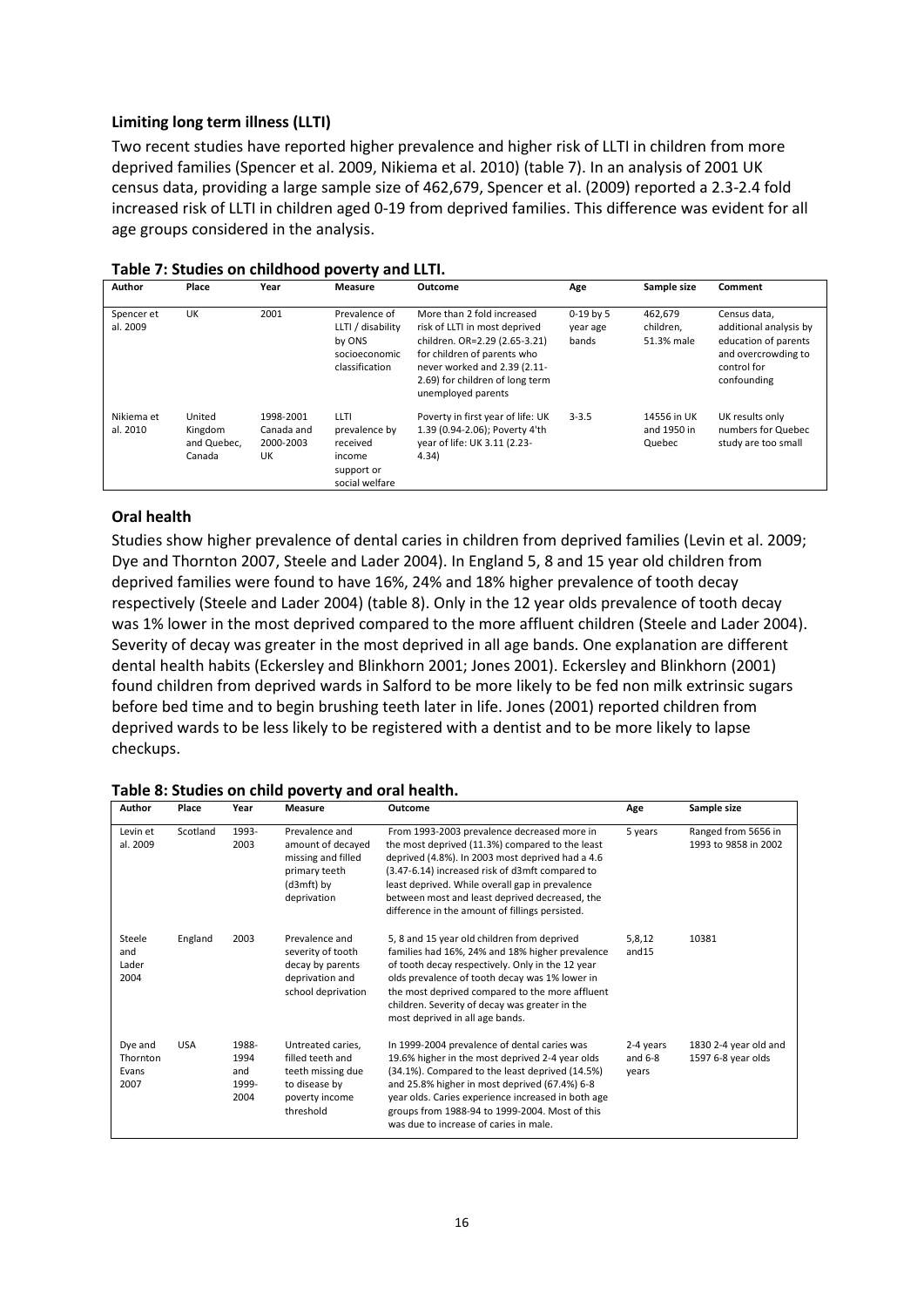### Limiting long term illness (LLTI)

Two recent studies have reported higher prevalence and higher risk of LLTI in children from more deprived families (Spencer et al. 2009, Nikiema et al. 2010) (table 7). In an analysis of 2001 UK census data, providing a large sample size of 462,679, Spencer et al. (2009) reported a 2.3-2.4 fold increased risk of LLTI in children aged 0-19 from deprived families. This difference was evident for all age groups considered in the analysis.

**Table 7: Studies on childhood poverty and LLTI.**

| Author | Place | Year | Measure | Outcome | Age | Sample size | Comment |
|---|---|---|---|---|---|---|---|
| Spencer et al. 2009 | UK | 2001 | Prevalence of LLTI / disability by ONS socioeconomic classification | More than 2 fold increased risk of LLTI in most deprived children. OR=2.29 (2.65-3.21) for children of parents who never worked and 2.39 (2.11-2.69) for children of long term unemployed parents | 0-19 by 5 year age bands | 462,679 children, 51.3% male | Census data, additional analysis by education of parents and overcrowding to control for confounding |
| Nikiema et al. 2010 | United Kingdom and Quebec, Canada | 1998-2001 Canada and 2000-2003 UK | LLTI prevalence by received income support or social welfare | Poverty in first year of life: UK 1.39 (0.94-2.06); Poverty 4'th year of life: UK 3.11 (2.23-4.34) | 3-3.5 | 14556 in UK and 1950 in Quebec | UK results only numbers for Quebec study are too small |

### Oral health

Studies show higher prevalence of dental caries in children from deprived families (Levin et al. 2009; Dye and Thornton 2007, Steele and Lader 2004). In England 5, 8 and 15 year old children from deprived families were found to have 16%, 24% and 18% higher prevalence of tooth decay respectively (Steele and Lader 2004) (table 8). Only in the 12 year olds prevalence of tooth decay was 1% lower in the most deprived compared to the more affluent children (Steele and Lader 2004). Severity of decay was greater in the most deprived in all age bands. One explanation are different dental health habits (Eckersley and Blinkhorn 2001; Jones 2001). Eckersley and Blinkhorn (2001) found children from deprived wards in Salford to be more likely to be fed non milk extrinsic sugars before bed time and to begin brushing teeth later in life. Jones (2001) reported children from deprived wards to be less likely to be registered with a dentist and to be more likely to lapse checkups.

**Table 8: Studies on child poverty and oral health.**

| Author | Place | Year | Measure | Outcome | Age | Sample size |
|---|---|---|---|---|---|---|
| Levin et al. 2009 | Scotland | 1993-2003 | Prevalence and amount of decayed missing and filled primary teeth (d3mft) by deprivation | From 1993-2003 prevalence decreased more in the most deprived (11.3%) compared to the least deprived (4.8%). In 2003 most deprived had a 4.6 (3.47-6.14) increased risk of d3mft compared to least deprived. While overall gap in prevalence between most and least deprived decreased, the difference in the amount of fillings persisted. | 5 years | Ranged from 5656 in 1993 to 9858 in 2002 |
| Steele and Lader 2004 | England | 2003 | Prevalence and severity of tooth decay by parents deprivation and school deprivation | 5, 8 and 15 year old children from deprived families had 16%, 24% and 18% higher prevalence of tooth decay respectively. Only in the 12 year olds prevalence of tooth decay was 1% lower in the most deprived compared to the more affluent children. Severity of decay was greater in the most deprived in all age bands. | 5,8,12 and15 | 10381 |
| Dye and Thornton Evans 2007 | USA | 1988-1994 and 1999-2004 | Untreated caries, filled teeth and teeth missing due to disease by poverty income threshold | In 1999-2004 prevalence of dental caries was 19.6% higher in the most deprived 2-4 year olds (34.1%). Compared to the least deprived (14.5%) and 25.8% higher in most deprived (67.4%) 6-8 year olds. Caries experience increased in both age groups from 1988-94 to 1999-2004. Most of this was due to increase of caries in male. | 2-4 years and 6-8 years | 1830 2-4 year old and 1597 6-8 year olds |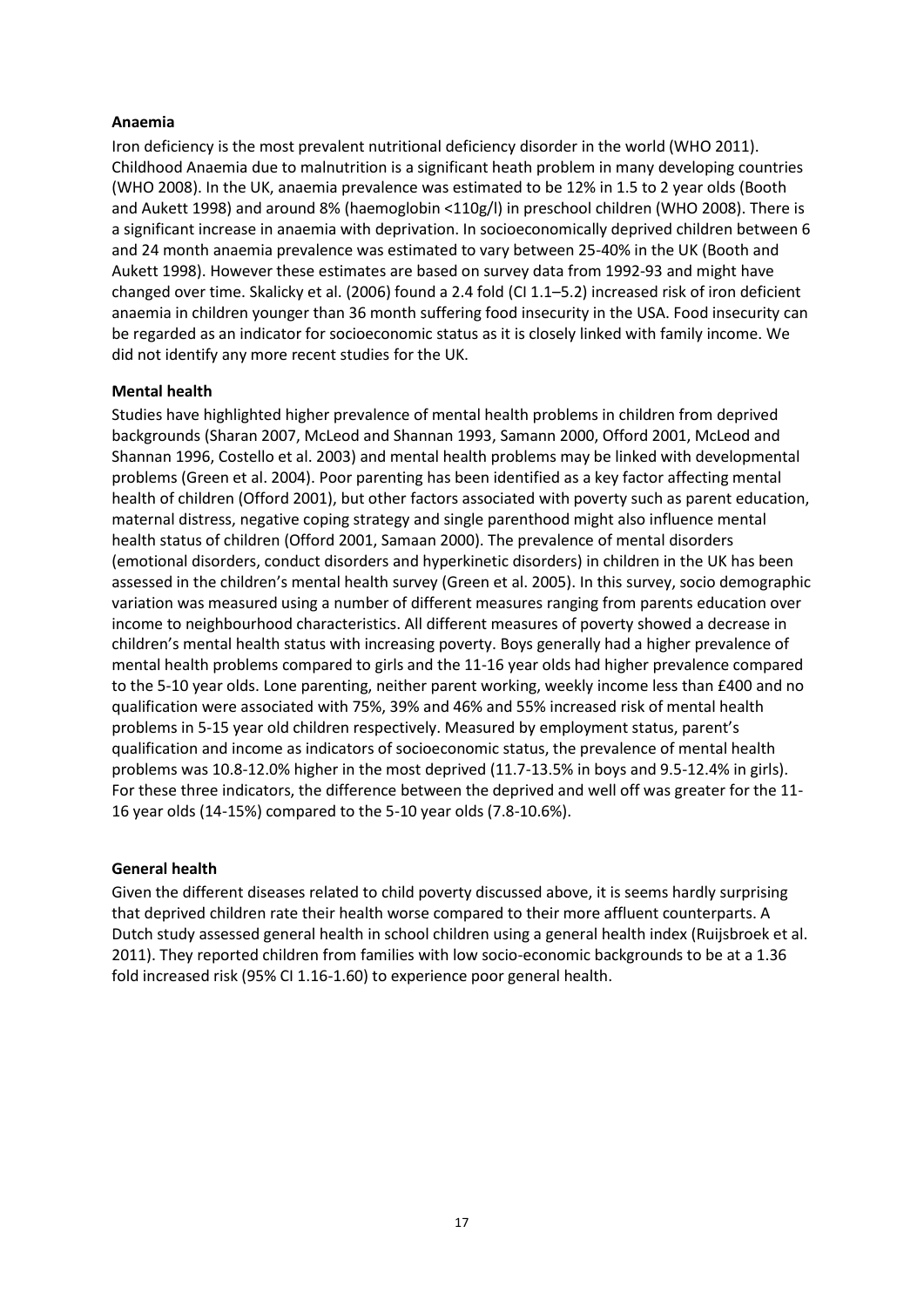**Anaemia**

Iron deficiency is the most prevalent nutritional deficiency disorder in the world (WHO 2011). Childhood Anaemia due to malnutrition is a significant heath problem in many developing countries (WHO 2008). In the UK, anaemia prevalence was estimated to be 12% in 1.5 to 2 year olds (Booth and Aukett 1998) and around 8% (haemoglobin <110g/l) in preschool children (WHO 2008). There is a significant increase in anaemia with deprivation. In socioeconomically deprived children between 6 and 24 month anaemia prevalence was estimated to vary between 25-40% in the UK (Booth and Aukett 1998). However these estimates are based on survey data from 1992-93 and might have changed over time. Skalicky et al. (2006) found a 2.4 fold (CI 1.1–5.2) increased risk of iron deficient anaemia in children younger than 36 month suffering food insecurity in the USA. Food insecurity can be regarded as an indicator for socioeconomic status as it is closely linked with family income. We did not identify any more recent studies for the UK.

**Mental health**

Studies have highlighted higher prevalence of mental health problems in children from deprived backgrounds (Sharan 2007, McLeod and Shannan 1993, Samann 2000, Offord 2001, McLeod and Shannan 1996, Costello et al. 2003) and mental health problems may be linked with developmental problems (Green et al. 2004). Poor parenting has been identified as a key factor affecting mental health of children (Offord 2001), but other factors associated with poverty such as parent education, maternal distress, negative coping strategy and single parenthood might also influence mental health status of children (Offord 2001, Samaan 2000). The prevalence of mental disorders (emotional disorders, conduct disorders and hyperkinetic disorders) in children in the UK has been assessed in the children's mental health survey (Green et al. 2005). In this survey, socio demographic variation was measured using a number of different measures ranging from parents education over income to neighbourhood characteristics. All different measures of poverty showed a decrease in children's mental health status with increasing poverty. Boys generally had a higher prevalence of mental health problems compared to girls and the 11-16 year olds had higher prevalence compared to the 5-10 year olds. Lone parenting, neither parent working, weekly income less than £400 and no qualification were associated with 75%, 39% and 46% and 55% increased risk of mental health problems in 5-15 year old children respectively. Measured by employment status, parent's qualification and income as indicators of socioeconomic status, the prevalence of mental health problems was 10.8-12.0% higher in the most deprived (11.7-13.5% in boys and 9.5-12.4% in girls). For these three indicators, the difference between the deprived and well off was greater for the 11-16 year olds (14-15%) compared to the 5-10 year olds (7.8-10.6%).

**General health**

Given the different diseases related to child poverty discussed above, it is seems hardly surprising that deprived children rate their health worse compared to their more affluent counterparts. A Dutch study assessed general health in school children using a general health index (Ruijsbroek et al. 2011). They reported children from families with low socio-economic backgrounds to be at a 1.36 fold increased risk (95% CI 1.16-1.60) to experience poor general health.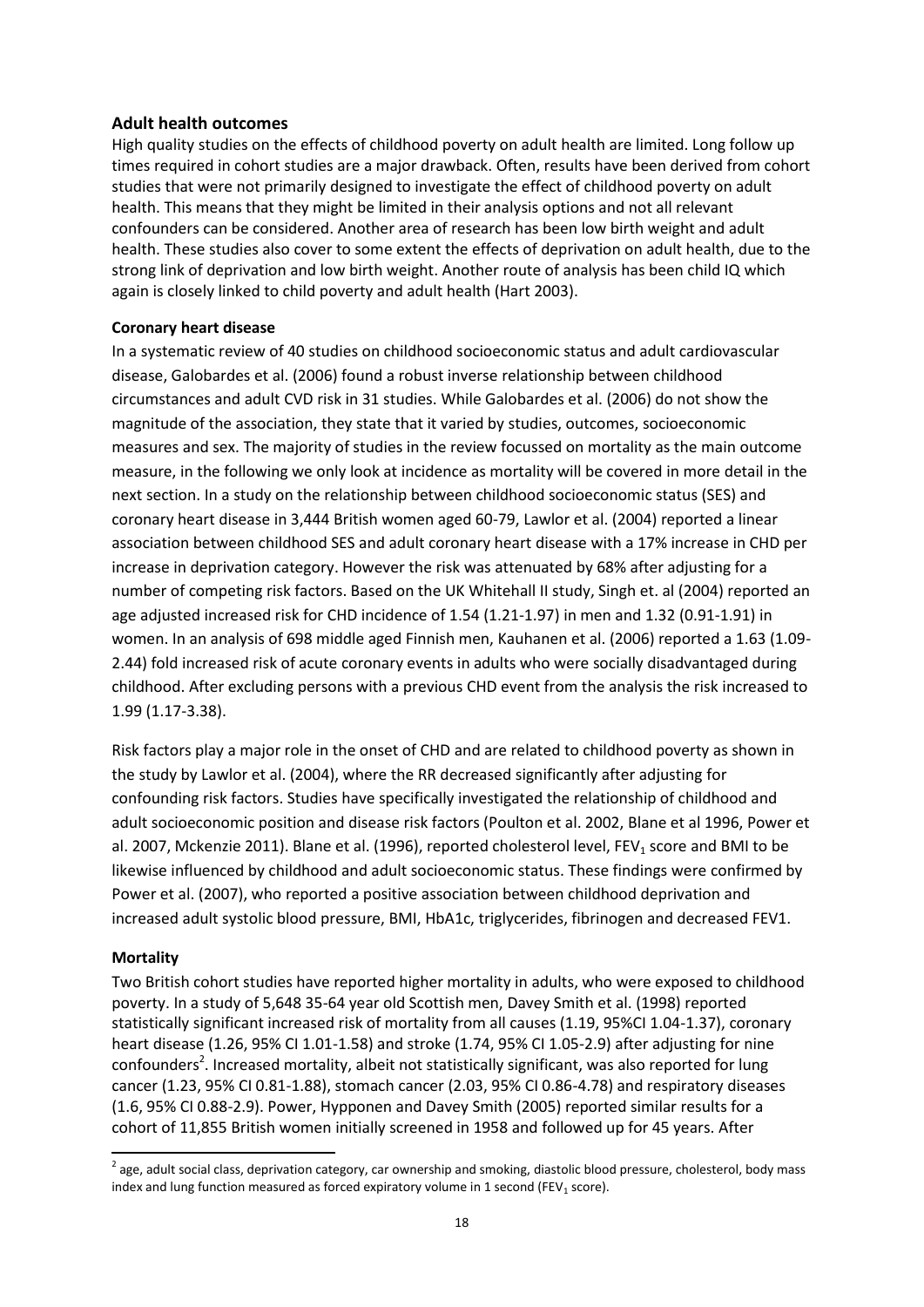## Adult health outcomes

High quality studies on the effects of childhood poverty on adult health are limited. Long follow up times required in cohort studies are a major drawback. Often, results have been derived from cohort studies that were not primarily designed to investigate the effect of childhood poverty on adult health. This means that they might be limited in their analysis options and not all relevant confounders can be considered. Another area of research has been low birth weight and adult health. These studies also cover to some extent the effects of deprivation on adult health, due to the strong link of deprivation and low birth weight. Another route of analysis has been child IQ which again is closely linked to child poverty and adult health (Hart 2003).

### Coronary heart disease

In a systematic review of 40 studies on childhood socioeconomic status and adult cardiovascular disease, Galobardes et al. (2006) found a robust inverse relationship between childhood circumstances and adult CVD risk in 31 studies. While Galobardes et al. (2006) do not show the magnitude of the association, they state that it varied by studies, outcomes, socioeconomic measures and sex. The majority of studies in the review focussed on mortality as the main outcome measure, in the following we only look at incidence as mortality will be covered in more detail in the next section. In a study on the relationship between childhood socioeconomic status (SES) and coronary heart disease in 3,444 British women aged 60-79, Lawlor et al. (2004) reported a linear association between childhood SES and adult coronary heart disease with a 17% increase in CHD per increase in deprivation category. However the risk was attenuated by 68% after adjusting for a number of competing risk factors. Based on the UK Whitehall II study, Singh et. al (2004) reported an age adjusted increased risk for CHD incidence of 1.54 (1.21-1.97) in men and 1.32 (0.91-1.91) in women. In an analysis of 698 middle aged Finnish men, Kauhanen et al. (2006) reported a 1.63 (1.09-2.44) fold increased risk of acute coronary events in adults who were socially disadvantaged during childhood. After excluding persons with a previous CHD event from the analysis the risk increased to 1.99 (1.17-3.38).

Risk factors play a major role in the onset of CHD and are related to childhood poverty as shown in the study by Lawlor et al. (2004), where the RR decreased significantly after adjusting for confounding risk factors. Studies have specifically investigated the relationship of childhood and adult socioeconomic position and disease risk factors (Poulton et al. 2002, Blane et al 1996, Power et al. 2007, Mckenzie 2011). Blane et al. (1996), reported cholesterol level, $FEV_1$ score and BMI to be likewise influenced by childhood and adult socioeconomic status. These findings were confirmed by Power et al. (2007), who reported a positive association between childhood deprivation and increased adult systolic blood pressure, BMI, HbA1c, triglycerides, fibrinogen and decreased FEV1.

### Mortality

Two British cohort studies have reported higher mortality in adults, who were exposed to childhood poverty. In a study of 5,648 35-64 year old Scottish men, Davey Smith et al. (1998) reported statistically significant increased risk of mortality from all causes (1.19, 95%CI 1.04-1.37), coronary heart disease (1.26, 95% CI 1.01-1.58) and stroke (1.74, 95% CI 1.05-2.9) after adjusting for nine confounders[2]. Increased mortality, albeit not statistically significant, was also reported for lung cancer (1.23, 95% CI 0.81-1.88), stomach cancer (2.03, 95% CI 0.86-4.78) and respiratory diseases (1.6, 95% CI 0.88-2.9). Power, Hypponen and Davey Smith (2005) reported similar results for a cohort of 11,855 British women initially screened in 1958 and followed up for 45 years. After

[2] age, adult social class, deprivation category, car ownership and smoking, diastolic blood pressure, cholesterol, body mass index and lung function measured as forced expiratory volume in 1 second ($FEV_1$ score).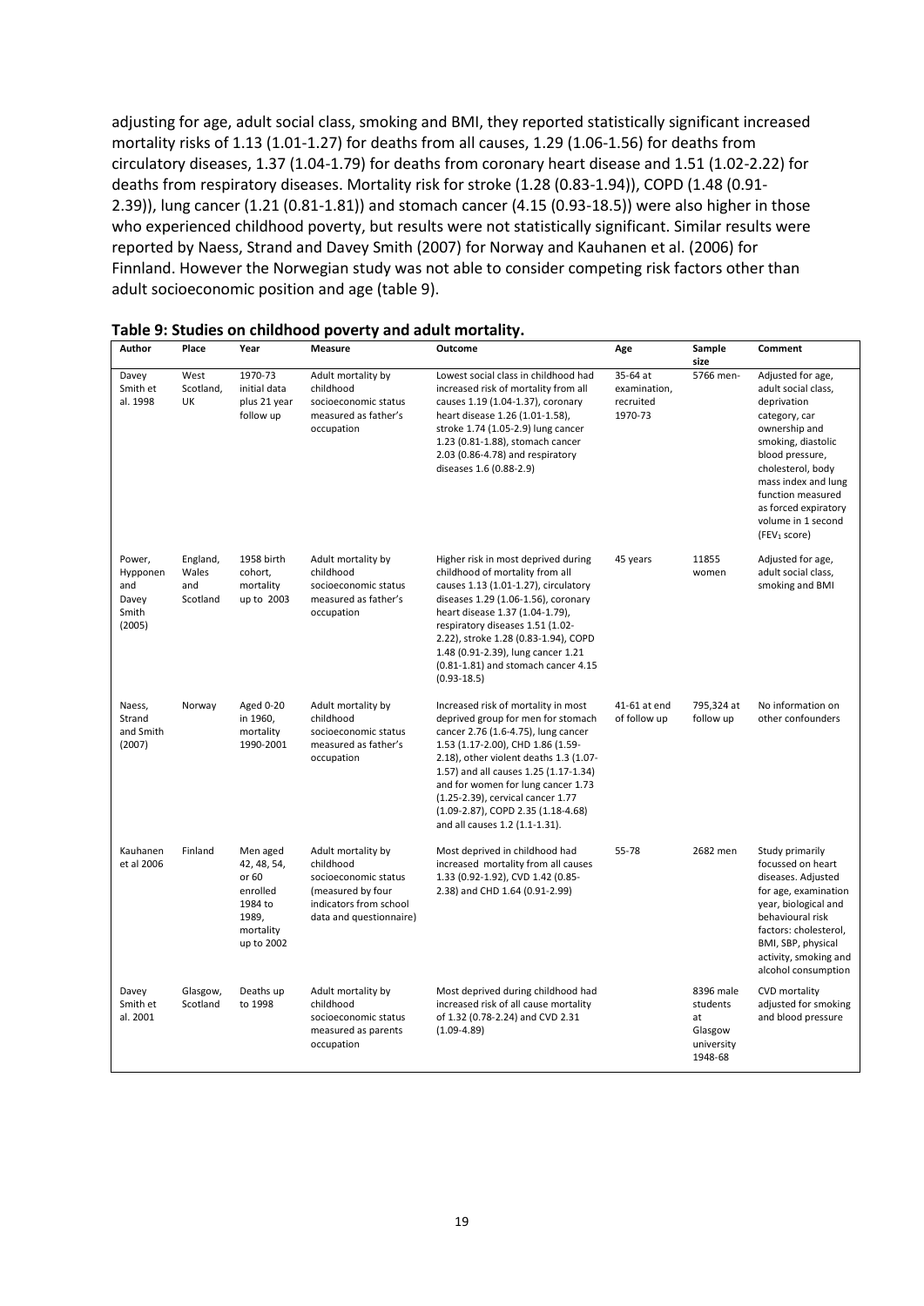adjusting for age, adult social class, smoking and BMI, they reported statistically significant increased mortality risks of 1.13 (1.01-1.27) for deaths from all causes, 1.29 (1.06-1.56) for deaths from circulatory diseases, 1.37 (1.04-1.79) for deaths from coronary heart disease and 1.51 (1.02-2.22) for deaths from respiratory diseases. Mortality risk for stroke (1.28 (0.83-1.94)), COPD (1.48 (0.91-2.39)), lung cancer (1.21 (0.81-1.81)) and stomach cancer (4.15 (0.93-18.5)) were also higher in those who experienced childhood poverty, but results were not statistically significant. Similar results were reported by Naess, Strand and Davey Smith (2007) for Norway and Kauhanen et al. (2006) for Finnland. However the Norwegian study was not able to consider competing risk factors other than adult socioeconomic position and age (table 9).

**Table 9: Studies on childhood poverty and adult mortality.**

| Author | Place | Year | Measure | Outcome | Age | Sample size | Comment |
|---|---|---|---|---|---|---|---|
| Davey Smith et al. 1998 | West Scotland, UK | 1970-73 initial data plus 21 year follow up | Adult mortality by childhood socioeconomic status measured as father's occupation | Lowest social class in childhood had increased risk of mortality from all causes 1.19 (1.04-1.37), coronary heart disease 1.26 (1.01-1.58), stroke 1.74 (1.05-2.9) lung cancer 1.23 (0.81-1.88), stomach cancer 2.03 (0.86-4.78) and respiratory diseases 1.6 (0.88-2.9) | 35-64 at examination, recruited 1970-73 | 5766 men- | Adjusted for age, adult social class, deprivation category, car ownership and smoking, diastolic blood pressure, cholesterol, body mass index and lung function measured as forced expiratory volume in 1 second ($FEV_1$ score) |
| Power, Hypponen and Davey Smith (2005) | England, Wales and Scotland | 1958 birth cohort, mortality up to 2003 | Adult mortality by childhood socioeconomic status measured as father's occupation | Higher risk in most deprived during childhood of mortality from all causes 1.13 (1.01-1.27), circulatory diseases 1.29 (1.06-1.56), coronary heart disease 1.37 (1.04-1.79), respiratory diseases 1.51 (1.02-2.22), stroke 1.28 (0.83-1.94), COPD 1.48 (0.91-2.39), lung cancer 1.21 (0.81-1.81) and stomach cancer 4.15 (0.93-18.5) | 45 years | 11855 women | Adjusted for age, adult social class, smoking and BMI |
| Naess, Strand and Smith (2007) | Norway | Aged 0-20 in 1960, mortality 1990-2001 | Adult mortality by childhood socioeconomic status measured as father's occupation | Increased risk of mortality in most deprived group for men for stomach cancer 2.76 (1.6-4.75), lung cancer 1.53 (1.17-2.00), CHD 1.86 (1.59-2.18), other violent deaths 1.3 (1.07-1.57) and all causes 1.25 (1.17-1.34) and for women for lung cancer 1.73 (1.25-2.39), cervical cancer 1.77 (1.09-2.87), COPD 2.35 (1.18-4.68) and all causes 1.2 (1.1-1.31). | 41-61 at end of follow up | 795,324 at follow up | No information on other confounders |
| Kauhanen et al 2006 | Finland | Men aged 42, 48, 54, or 60 enrolled 1984 to 1989, mortality up to 2002 | Adult mortality by childhood socioeconomic status (measured by four indicators from school data and questionnaire) | Most deprived in childhood had increased mortality from all causes 1.33 (0.92-1.92), CVD 1.42 (0.85-2.38) and CHD 1.64 (0.91-2.99) | 55-78 | 2682 men | Study primarily focussed on heart diseases. Adjusted for age, examination year, biological and behavioural risk factors: cholesterol, BMI, SBP, physical activity, smoking and alcohol consumption |
| Davey Smith et al. 2001 | Glasgow, Scotland | Deaths up to 1998 | Adult mortality by childhood socioeconomic status measured as parents occupation | Most deprived during childhood had increased risk of all cause mortality of 1.32 (0.78-2.24) and CVD 2.31 (1.09-4.89) | | 8396 male students at Glasgow university 1948-68 | CVD mortality adjusted for smoking and blood pressure |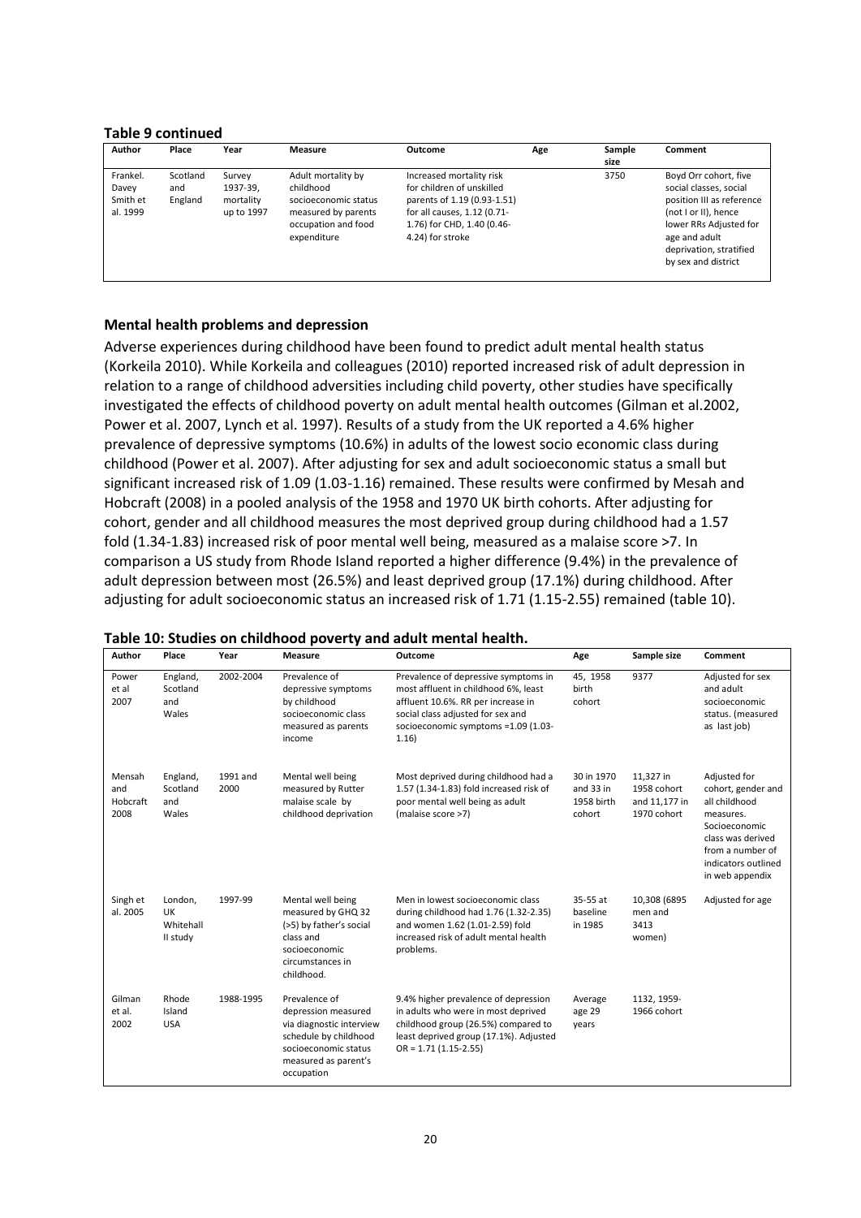**Table 9 continued**

| Author | Place | Year | Measure | Outcome | Age | Sample size | Comment |
|---|---|---|---|---|---|---|---|
| Frankel. Davey Smith et al. 1999 | Scotland and England | Survey 1937-39, mortality up to 1997 | Adult mortality by childhood socioeconomic status measured by parents occupation and food expenditure | Increased mortality risk for children of unskilled parents of 1.19 (0.93-1.51) for all causes, 1.12 (0.71-1.76) for CHD, 1.40 (0.46-4.24) for stroke | | 3750 | Boyd Orr cohort, five social classes, social position III as reference (not I or II), hence lower RRs Adjusted for age and adult deprivation, stratified by sex and district |

### Mental health problems and depression

Adverse experiences during childhood have been found to predict adult mental health status (Korkeila 2010). While Korkeila and colleagues (2010) reported increased risk of adult depression in relation to a range of childhood adversities including child poverty, other studies have specifically investigated the effects of childhood poverty on adult mental health outcomes (Gilman et al.2002, Power et al. 2007, Lynch et al. 1997). Results of a study from the UK reported a 4.6% higher prevalence of depressive symptoms (10.6%) in adults of the lowest socio economic class during childhood (Power et al. 2007). After adjusting for sex and adult socioeconomic status a small but significant increased risk of 1.09 (1.03-1.16) remained. These results were confirmed by Mesah and Hobcraft (2008) in a pooled analysis of the 1958 and 1970 UK birth cohorts. After adjusting for cohort, gender and all childhood measures the most deprived group during childhood had a 1.57 fold (1.34-1.83) increased risk of poor mental well being, measured as a malaise score >7. In comparison a US study from Rhode Island reported a higher difference (9.4%) in the prevalence of adult depression between most (26.5%) and least deprived group (17.1%) during childhood. After adjusting for adult socioeconomic status an increased risk of 1.71 (1.15-2.55) remained (table 10).

**Table 10: Studies on childhood poverty and adult mental health.**

| Author | Place | Year | Measure | Outcome | Age | Sample size | Comment |
|---|---|---|---|---|---|---|---|
| Power et al 2007 | England, Scotland and Wales | 2002-2004 | Prevalence of depressive symptoms by childhood socioeconomic class measured as parents income | Prevalence of depressive symptoms in most affluent in childhood 6%, least affluent 10.6%. RR per increase in social class adjusted for sex and socioeconomic symptoms =1.09 (1.03-1.16) | 45, 1958 birth cohort | 9377 | Adjusted for sex and adult socioeconomic status. (measured as last job) |
| Mensah and Hobcraft 2008 | England, Scotland and Wales | 1991 and 2000 | Mental well being measured by Rutter malaise scale by childhood deprivation | Most deprived during childhood had a 1.57 (1.34-1.83) fold increased risk of poor mental well being as adult (malaise score >7) | 30 in 1970 and 33 in 1958 birth cohort | 11,327 in 1958 cohort and 11,177 in 1970 cohort | Adjusted for cohort, gender and all childhood measures. Socioeconomic class was derived from a number of indicators outlined in web appendix |
| Singh et al. 2005 | London, UK Whitehall II study | 1997-99 | Mental well being measured by GHQ 32 (>5) by father's social class and socioeconomic circumstances in childhood. | Men in lowest socioeconomic class during childhood had 1.76 (1.32-2.35) and women 1.62 (1.01-2.59) fold increased risk of adult mental health problems. | 35-55 at baseline in 1985 | 10,308 (6895 men and 3413 women) | Adjusted for age |
| Gilman et al. 2002 | Rhode Island USA | 1988-1995 | Prevalence of depression measured via diagnostic interview schedule by childhood socioeconomic status measured as parent's occupation | 9.4% higher prevalence of depression in adults who were in most deprived childhood group (26.5%) compared to least deprived group (17.1%). Adjusted OR = 1.71 (1.15-2.55) | Average age 29 years | 1132, 1959-1966 cohort | |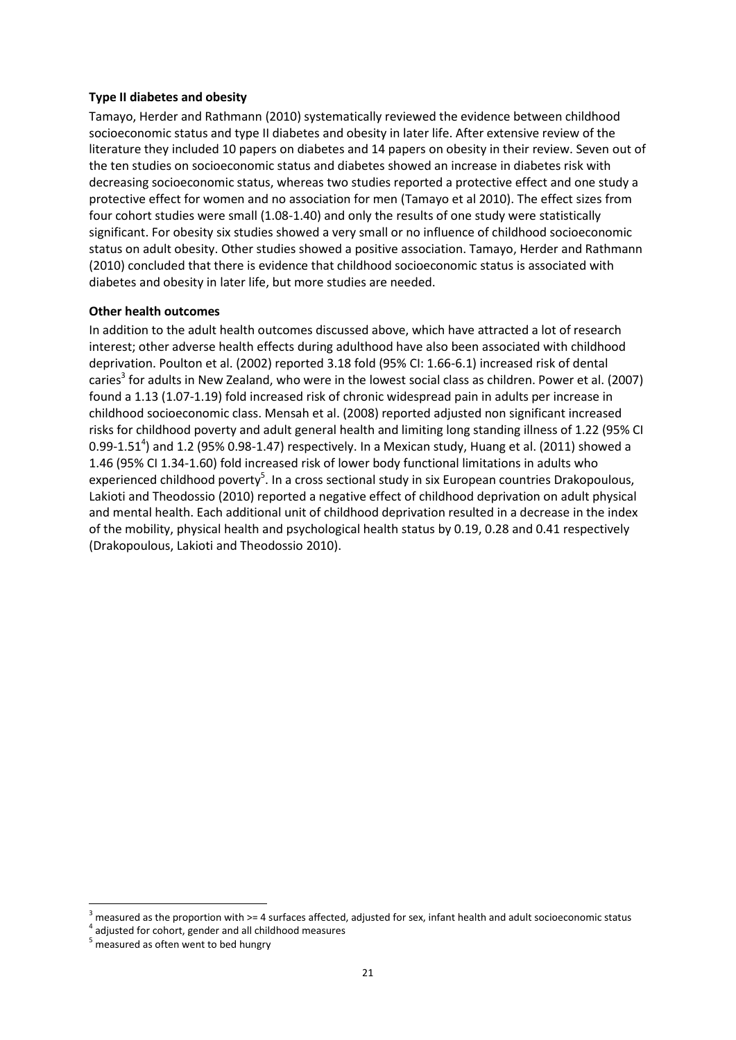**Type II diabetes and obesity**

Tamayo, Herder and Rathmann (2010) systematically reviewed the evidence between childhood socioeconomic status and type II diabetes and obesity in later life. After extensive review of the literature they included 10 papers on diabetes and 14 papers on obesity in their review. Seven out of the ten studies on socioeconomic status and diabetes showed an increase in diabetes risk with decreasing socioeconomic status, whereas two studies reported a protective effect and one study a protective effect for women and no association for men (Tamayo et al 2010). The effect sizes from four cohort studies were small (1.08-1.40) and only the results of one study were statistically significant. For obesity six studies showed a very small or no influence of childhood socioeconomic status on adult obesity. Other studies showed a positive association. Tamayo, Herder and Rathmann (2010) concluded that there is evidence that childhood socioeconomic status is associated with diabetes and obesity in later life, but more studies are needed.

**Other health outcomes**

In addition to the adult health outcomes discussed above, which have attracted a lot of research interest; other adverse health effects during adulthood have also been associated with childhood deprivation. Poulton et al. (2002) reported 3.18 fold (95% CI: 1.66-6.1) increased risk of dental caries[3] for adults in New Zealand, who were in the lowest social class as children. Power et al. (2007) found a 1.13 (1.07-1.19) fold increased risk of chronic widespread pain in adults per increase in childhood socioeconomic class. Mensah et al. (2008) reported adjusted non significant increased risks for childhood poverty and adult general health and limiting long standing illness of 1.22 (95% CI 0.99-1.51[4]) and 1.2 (95% 0.98-1.47) respectively. In a Mexican study, Huang et al. (2011) showed a 1.46 (95% CI 1.34-1.60) fold increased risk of lower body functional limitations in adults who experienced childhood poverty[5]. In a cross sectional study in six European countries Drakopoulous, Lakioti and Theodossio (2010) reported a negative effect of childhood deprivation on adult physical and mental health. Each additional unit of childhood deprivation resulted in a decrease in the index of the mobility, physical health and psychological health status by 0.19, 0.28 and 0.41 respectively (Drakopoulous, Lakioti and Theodossio 2010).

---

[3] measured as the proportion with >= 4 surfaces affected, adjusted for sex, infant health and adult socioeconomic status

[4] adjusted for cohort, gender and all childhood measures

[5] measured as often went to bed hungry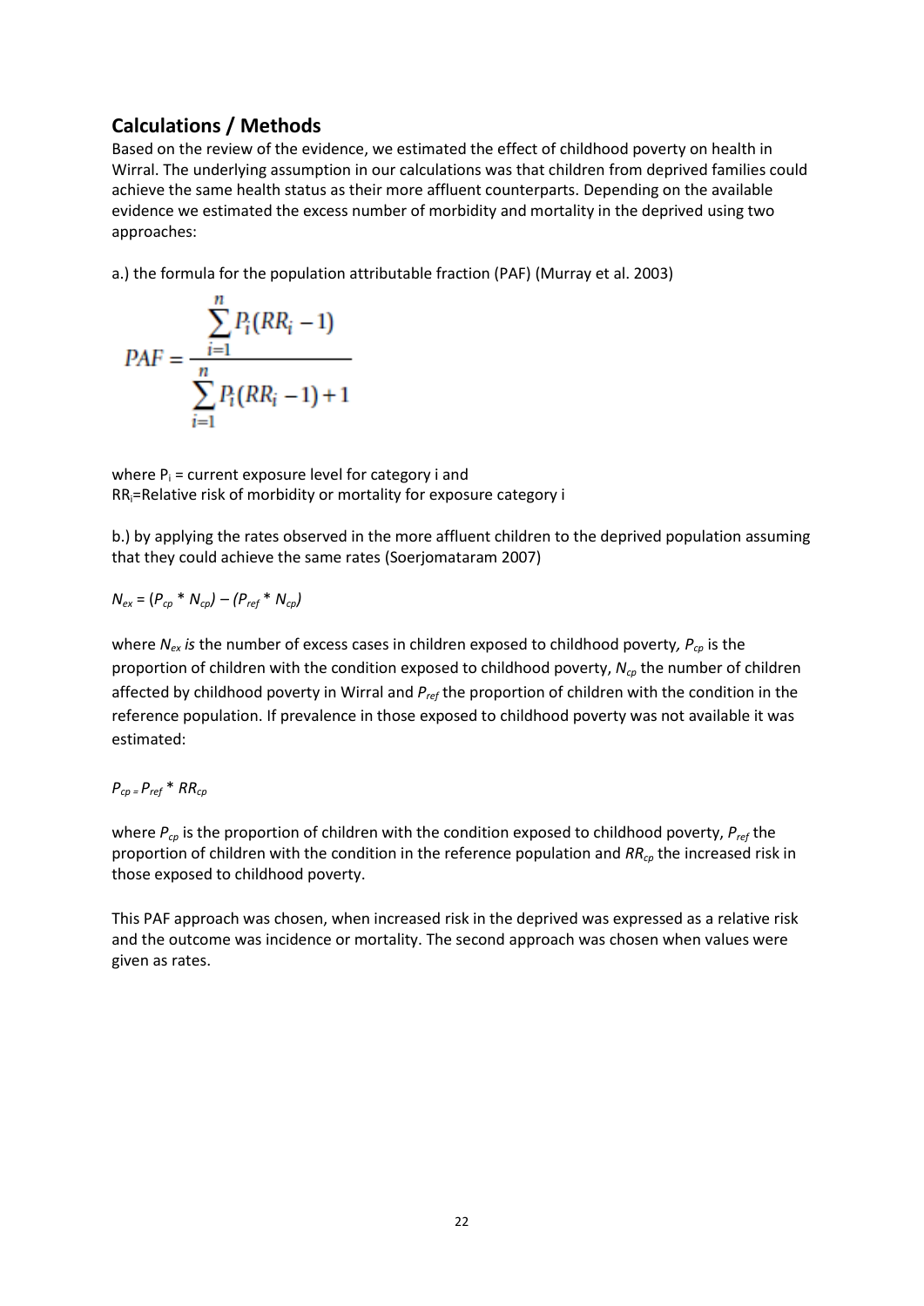## Calculations / Methods

Based on the review of the evidence, we estimated the effect of childhood poverty on health in Wirral. The underlying assumption in our calculations was that children from deprived families could achieve the same health status as their more affluent counterparts. Depending on the available evidence we estimated the excess number of morbidity and mortality in the deprived using two approaches:

a.) the formula for the population attributable fraction (PAF) (Murray et al. 2003)

$$PAF = \frac{\sum_{i=1}^{n} P_i(RR_i - 1)}{\sum_{i=1}^{n} P_i(RR_i - 1) + 1}$$

where $P_i$ = current exposure level for category i and
$RR_i$=Relative risk of morbidity or mortality for exposure category i

b.) by applying the rates observed in the more affluent children to the deprived population assuming that they could achieve the same rates (Soerjomataram 2007)

$$N_{ex} = (P_{cp} * N_{cp}) - (P_{ref} * N_{cp})$$

where $N_{ex}$ *is* the number of excess cases in children exposed to childhood poverty*,* $P_{cp}$ is the proportion of children with the condition exposed to childhood poverty, $N_{cp}$ the number of children affected by childhood poverty in Wirral and $P_{ref}$ the proportion of children with the condition in the reference population. If prevalence in those exposed to childhood poverty was not available it was estimated:

$$P_{cp} = P_{ref} * RR_{cp}$$

where $P_{cp}$ is the proportion of children with the condition exposed to childhood poverty, $P_{ref}$ the proportion of children with the condition in the reference population and $RR_{cp}$ the increased risk in those exposed to childhood poverty.

This PAF approach was chosen, when increased risk in the deprived was expressed as a relative risk and the outcome was incidence or mortality. The second approach was chosen when values were given as rates.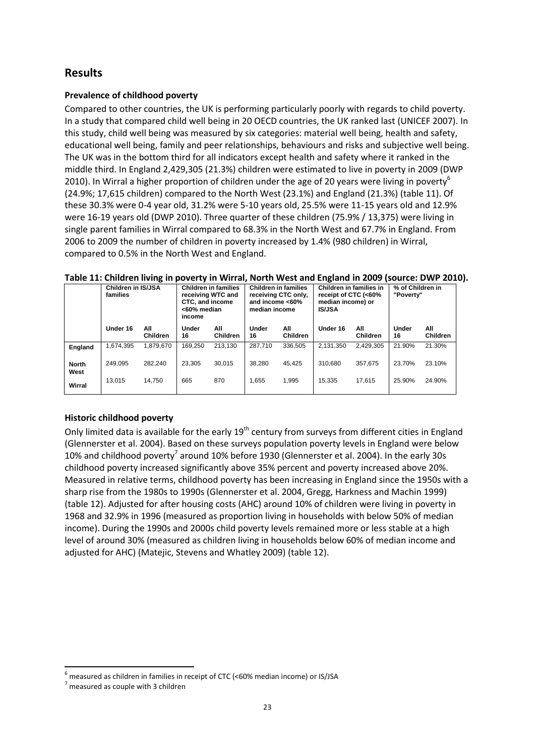## Results

### Prevalence of childhood poverty

Compared to other countries, the UK is performing particularly poorly with regards to child poverty. In a study that compared child well being in 20 OECD countries, the UK ranked last (UNICEF 2007). In this study, child well being was measured by six categories: material well being, health and safety, educational well being, family and peer relationships, behaviours and risks and subjective well being. The UK was in the bottom third for all indicators except health and safety where it ranked in the middle third. In England 2,429,305 (21.3%) children were estimated to live in poverty in 2009 (DWP 2010). In Wirral a higher proportion of children under the age of 20 years were living in poverty[6] (24.9%; 17,615 children) compared to the North West (23.1%) and England (21.3%) (table 11). Of these 30.3% were 0-4 year old, 31.2% were 5-10 years old, 25.5% were 11-15 years old and 12.9% were 16-19 years old (DWP 2010). Three quarter of these children (75.9% / 13,375) were living in single parent families in Wirral compared to 68.3% in the North West and 67.7% in England. From 2006 to 2009 the number of children in poverty increased by 1.4% (980 children) in Wirral, compared to 0.5% in the North West and England.

**Table 11: Children living in poverty in Wirral, North West and England in 2009 (source: DWP 2010).**

| | Children in IS/JSA families | | Children in families receiving WTC and CTC, and income <60% median income | | Children in families receiving CTC only, and income <60% median income | | Children in families in receipt of CTC (<60% median income) or IS/JSA | | % of Children in "Poverty" | |
|---|---|---|---|---|---|---|---|---|---|---|
| | Under 16 | All Children | Under 16 | All Children | Under 16 | All Children | Under 16 | All Children | Under 16 | All Children |
| England | 1,674,395 | 1,879,670 | 169,250 | 213,130 | 287,710 | 336,505 | 2,131,350 | 2,429,305 | 21.90% | 21.30% |
| North West | 249,095 | 282,240 | 23,305 | 30,015 | 38,280 | 45,425 | 310,680 | 357,675 | 23.70% | 23.10% |
| Wirral | 13,015 | 14,750 | 665 | 870 | 1,655 | 1,995 | 15,335 | 17,615 | 25.90% | 24.90% |

### Historic childhood poverty

Only limited data is available for the early 19[th] century from surveys from different cities in England (Glennerster et al. 2004). Based on these surveys population poverty levels in England were below 10% and childhood poverty[7] around 10% before 1930 (Glennerster et al. 2004). In the early 30s childhood poverty increased significantly above 35% percent and poverty increased above 20%. Measured in relative terms, childhood poverty has been increasing in England since the 1950s with a sharp rise from the 1980s to 1990s (Glennerster et al. 2004, Gregg, Harkness and Machin 1999) (table 12). Adjusted for after housing costs (AHC) around 10% of children were living in poverty in 1968 and 32.9% in 1996 (measured as proportion living in households with below 50% of median income). During the 1990s and 2000s child poverty levels remained more or less stable at a high level of around 30% (measured as children living in households below 60% of median income and adjusted for AHC) (Matejic, Stevens and Whatley 2009) (table 12).

[6] measured as children in families in receipt of CTC (<60% median income) or IS/JSA

[7] measured as couple with 3 children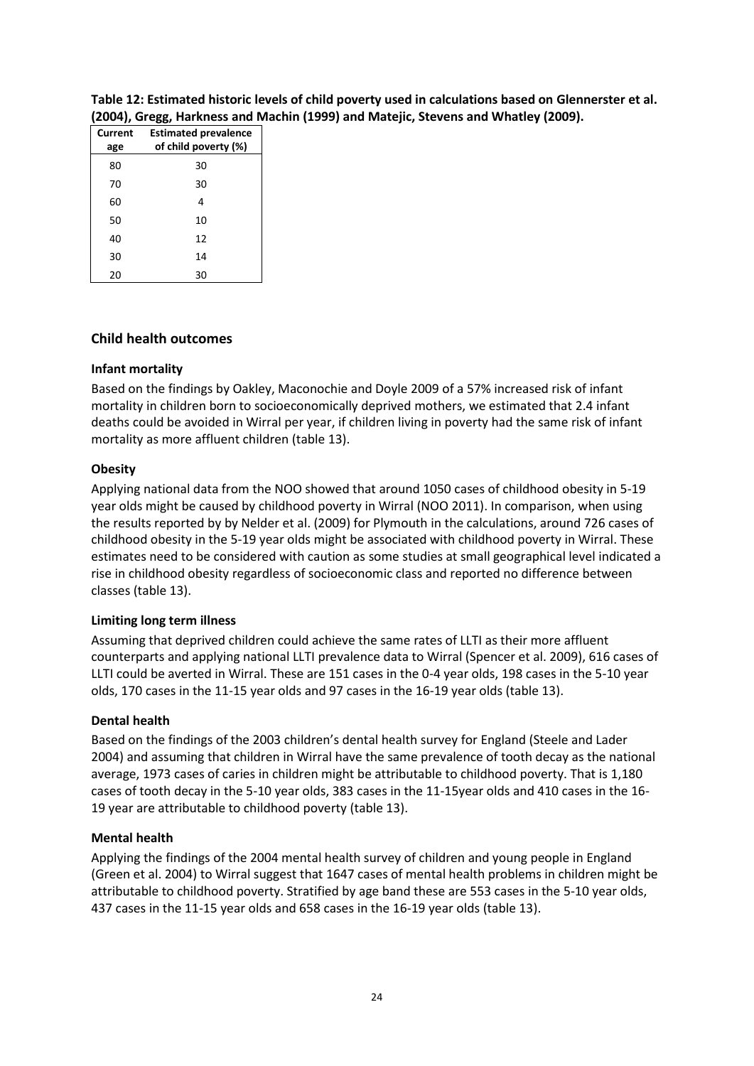**Table 12: Estimated historic levels of child poverty used in calculations based on Glennerster et al. (2004), Gregg, Harkness and Machin (1999) and Matejic, Stevens and Whatley (2009).**

| Current age | Estimated prevalence of child poverty (%) |
|---|---|
| 80 | 30 |
| 70 | 30 |
| 60 | 4 |
| 50 | 10 |
| 40 | 12 |
| 30 | 14 |
| 20 | 30 |

## Child health outcomes

### Infant mortality

Based on the findings by Oakley, Maconochie and Doyle 2009 of a 57% increased risk of infant mortality in children born to socioeconomically deprived mothers, we estimated that 2.4 infant deaths could be avoided in Wirral per year, if children living in poverty had the same risk of infant mortality as more affluent children (table 13).

### Obesity

Applying national data from the NOO showed that around 1050 cases of childhood obesity in 5-19 year olds might be caused by childhood poverty in Wirral (NOO 2011). In comparison, when using the results reported by by Nelder et al. (2009) for Plymouth in the calculations, around 726 cases of childhood obesity in the 5-19 year olds might be associated with childhood poverty in Wirral. These estimates need to be considered with caution as some studies at small geographical level indicated a rise in childhood obesity regardless of socioeconomic class and reported no difference between classes (table 13).

### Limiting long term illness

Assuming that deprived children could achieve the same rates of LLTI as their more affluent counterparts and applying national LLTI prevalence data to Wirral (Spencer et al. 2009), 616 cases of LLTI could be averted in Wirral. These are 151 cases in the 0-4 year olds, 198 cases in the 5-10 year olds, 170 cases in the 11-15 year olds and 97 cases in the 16-19 year olds (table 13).

### Dental health

Based on the findings of the 2003 children's dental health survey for England (Steele and Lader 2004) and assuming that children in Wirral have the same prevalence of tooth decay as the national average, 1973 cases of caries in children might be attributable to childhood poverty. That is 1,180 cases of tooth decay in the 5-10 year olds, 383 cases in the 11-15year olds and 410 cases in the 16-19 year are attributable to childhood poverty (table 13).

### Mental health

Applying the findings of the 2004 mental health survey of children and young people in England (Green et al. 2004) to Wirral suggest that 1647 cases of mental health problems in children might be attributable to childhood poverty. Stratified by age band these are 553 cases in the 5-10 year olds, 437 cases in the 11-15 year olds and 658 cases in the 16-19 year olds (table 13).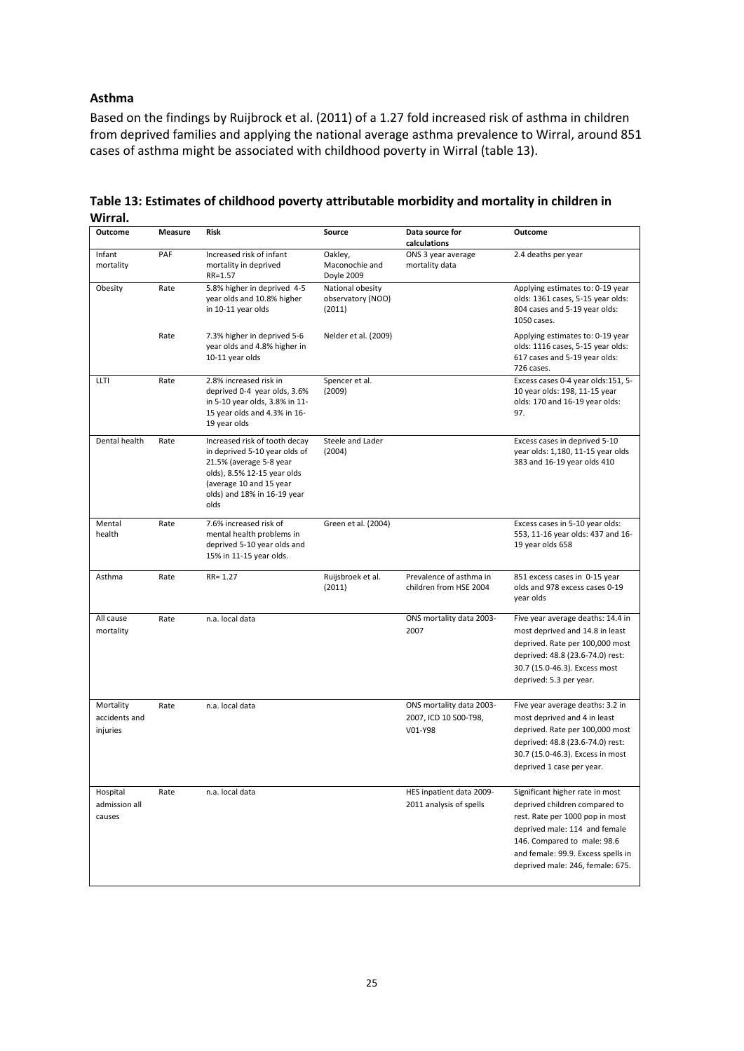### Asthma

Based on the findings by Ruijbrock et al. (2011) of a 1.27 fold increased risk of asthma in children from deprived families and applying the national average asthma prevalence to Wirral, around 851 cases of asthma might be associated with childhood poverty in Wirral (table 13).

**Table 13: Estimates of childhood poverty attributable morbidity and mortality in children in Wirral.**

| Outcome | Measure | Risk | Source | Data source for calculations | Outcome |
|---|---|---|---|---|---|
| Infant mortality | PAF | Increased risk of infant mortality in deprived RR=1.57 | Oakley, Maconochie and Doyle 2009 | ONS 3 year average mortality data | 2.4 deaths per year |
| Obesity | Rate | 5.8% higher in deprived 4-5 year olds and 10.8% higher in 10-11 year olds | National obesity observatory (NOO) (2011) | | Applying estimates to: 0-19 year olds: 1361 cases, 5-15 year olds: 804 cases and 5-19 year olds: 1050 cases. |
| | Rate | 7.3% higher in deprived 5-6 year olds and 4.8% higher in 10-11 year olds | Nelder et al. (2009) | | Applying estimates to: 0-19 year olds: 1116 cases, 5-15 year olds: 617 cases and 5-19 year olds: 726 cases. |
| LLTI | Rate | 2.8% increased risk in deprived 0-4 year olds, 3.6% in 5-10 year olds, 3.8% in 11-15 year olds and 4.3% in 16-19 year olds | Spencer et al. (2009) | | Excess cases 0-4 year olds:151, 5-10 year olds: 198, 11-15 year olds: 170 and 16-19 year olds: 97. |
| Dental health | Rate | Increased risk of tooth decay in deprived 5-10 year olds of 21.5% (average 5-8 year olds), 8.5% 12-15 year olds (average 10 and 15 year olds) and 18% in 16-19 year olds | Steele and Lader (2004) | | Excess cases in deprived 5-10 year olds: 1,180, 11-15 year olds 383 and 16-19 year olds 410 |
| Mental health | Rate | 7.6% increased risk of mental health problems in deprived 5-10 year olds and 15% in 11-15 year olds. | Green et al. (2004) | | Excess cases in 5-10 year olds: 553, 11-16 year olds: 437 and 16-19 year olds 658 |
| Asthma | Rate | RR= 1.27 | Ruijsbroek et al. (2011) | Prevalence of asthma in children from HSE 2004 | 851 excess cases in 0-15 year olds and 978 excess cases 0-19 year olds |
| All cause mortality | Rate | n.a. local data | | ONS mortality data 2003-2007 | Five year average deaths: 14.4 in most deprived and 14.8 in least deprived. Rate per 100,000 most deprived: 48.8 (23.6-74.0) rest: 30.7 (15.0-46.3). Excess most deprived: 5.3 per year. |
| Mortality accidents and injuries | Rate | n.a. local data | | ONS mortality data 2003-2007, ICD 10 S00-T98, V01-Y98 | Five year average deaths: 3.2 in most deprived and 4 in least deprived. Rate per 100,000 most deprived: 48.8 (23.6-74.0) rest: 30.7 (15.0-46.3). Excess in most deprived 1 case per year. |
| Hospital admission all causes | Rate | n.a. local data | | HES inpatient data 2009-2011 analysis of spells | Significant higher rate in most deprived children compared to rest. Rate per 1000 pop in most deprived male: 114 and female 146. Compared to male: 98.6 and female: 99.9. Excess spells in deprived male: 246, female: 675. |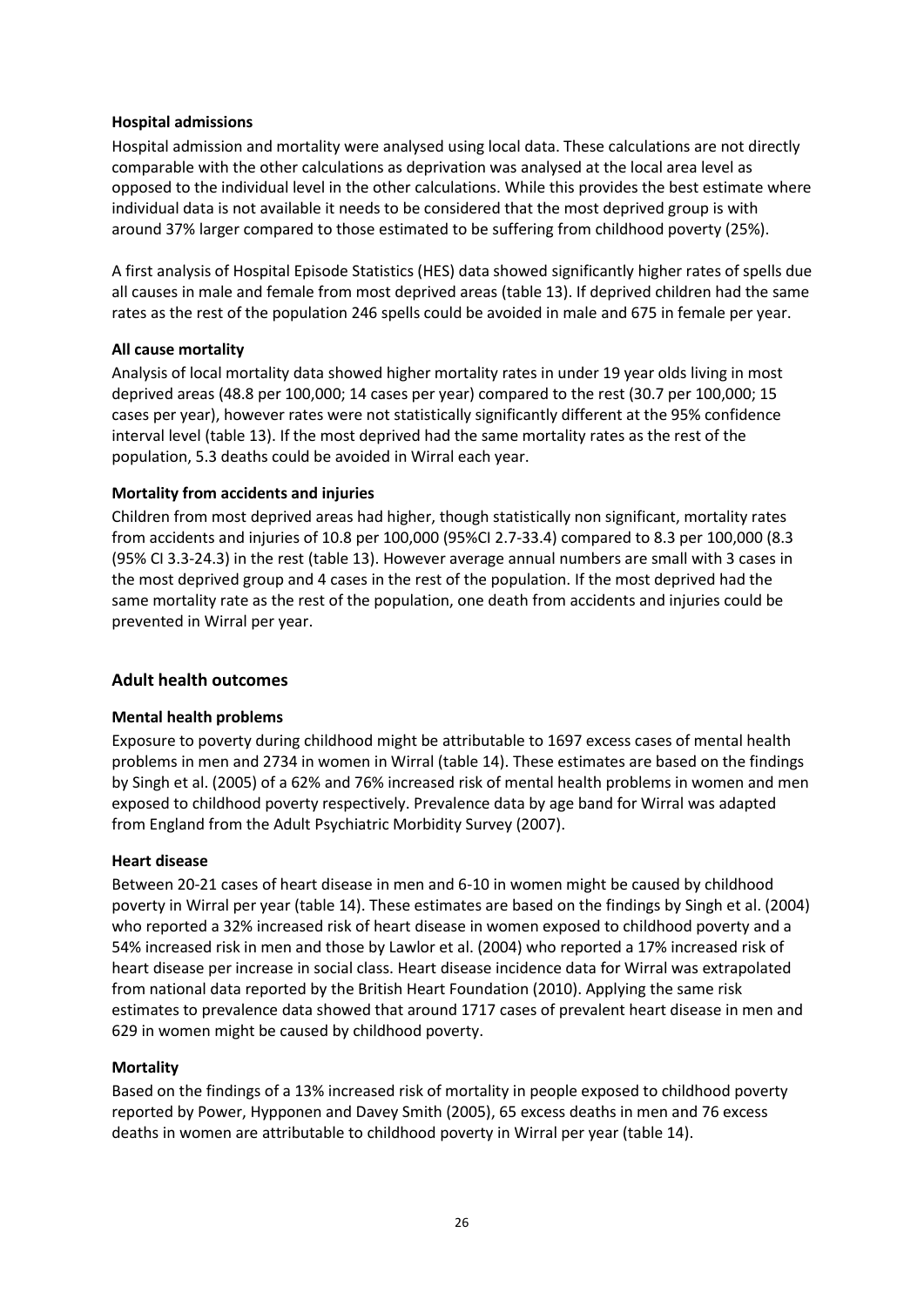#### Hospital admissions

Hospital admission and mortality were analysed using local data. These calculations are not directly comparable with the other calculations as deprivation was analysed at the local area level as opposed to the individual level in the other calculations. While this provides the best estimate where individual data is not available it needs to be considered that the most deprived group is with around 37% larger compared to those estimated to be suffering from childhood poverty (25%).

A first analysis of Hospital Episode Statistics (HES) data showed significantly higher rates of spells due all causes in male and female from most deprived areas (table 13). If deprived children had the same rates as the rest of the population 246 spells could be avoided in male and 675 in female per year.

#### All cause mortality

Analysis of local mortality data showed higher mortality rates in under 19 year olds living in most deprived areas (48.8 per 100,000; 14 cases per year) compared to the rest (30.7 per 100,000; 15 cases per year), however rates were not statistically significantly different at the 95% confidence interval level (table 13). If the most deprived had the same mortality rates as the rest of the population, 5.3 deaths could be avoided in Wirral each year.

#### Mortality from accidents and injuries

Children from most deprived areas had higher, though statistically non significant, mortality rates from accidents and injuries of 10.8 per 100,000 (95%CI 2.7-33.4) compared to 8.3 per 100,000 (8.3 (95% CI 3.3-24.3) in the rest (table 13). However average annual numbers are small with 3 cases in the most deprived group and 4 cases in the rest of the population. If the most deprived had the same mortality rate as the rest of the population, one death from accidents and injuries could be prevented in Wirral per year.

### Adult health outcomes

#### Mental health problems

Exposure to poverty during childhood might be attributable to 1697 excess cases of mental health problems in men and 2734 in women in Wirral (table 14). These estimates are based on the findings by Singh et al. (2005) of a 62% and 76% increased risk of mental health problems in women and men exposed to childhood poverty respectively. Prevalence data by age band for Wirral was adapted from England from the Adult Psychiatric Morbidity Survey (2007).

#### Heart disease

Between 20-21 cases of heart disease in men and 6-10 in women might be caused by childhood poverty in Wirral per year (table 14). These estimates are based on the findings by Singh et al. (2004) who reported a 32% increased risk of heart disease in women exposed to childhood poverty and a 54% increased risk in men and those by Lawlor et al. (2004) who reported a 17% increased risk of heart disease per increase in social class. Heart disease incidence data for Wirral was extrapolated from national data reported by the British Heart Foundation (2010). Applying the same risk estimates to prevalence data showed that around 1717 cases of prevalent heart disease in men and 629 in women might be caused by childhood poverty.

#### Mortality

Based on the findings of a 13% increased risk of mortality in people exposed to childhood poverty reported by Power, Hypponen and Davey Smith (2005), 65 excess deaths in men and 76 excess deaths in women are attributable to childhood poverty in Wirral per year (table 14).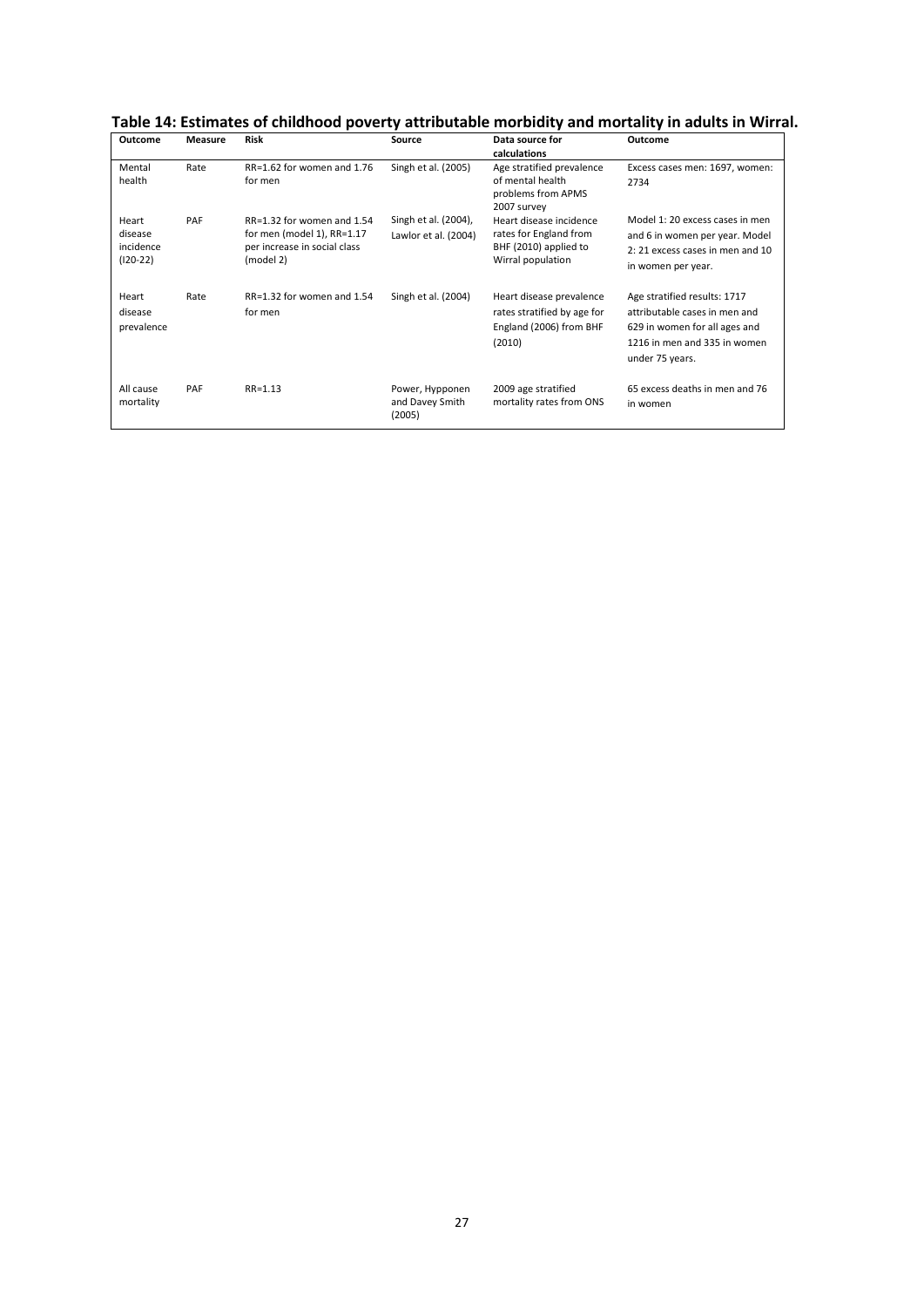**Table 14: Estimates of childhood poverty attributable morbidity and mortality in adults in Wirral.**

| Outcome | Measure | Risk | Source | Data source for calculations | Outcome |
|---|---|---|---|---|---|
| Mental health | Rate | RR=1.62 for women and 1.76 for men | Singh et al. (2005) | Age stratified prevalence of mental health problems from APMS 2007 survey | Excess cases men: 1697, women: 2734 |
| Heart disease incidence (I20-22) | PAF | RR=1.32 for women and 1.54 for men (model 1), RR=1.17 per increase in social class (model 2) | Singh et al. (2004), Lawlor et al. (2004) | Heart disease incidence rates for England from BHF (2010) applied to Wirral population | Model 1: 20 excess cases in men and 6 in women per year. Model 2: 21 excess cases in men and 10 in women per year. |
| Heart disease prevalence | Rate | RR=1.32 for women and 1.54 for men | Singh et al. (2004) | Heart disease prevalence rates stratified by age for England (2006) from BHF (2010) | Age stratified results: 1717 attributable cases in men and 629 in women for all ages and 1216 in men and 335 in women under 75 years. |
| All cause mortality | PAF | RR=1.13 | Power, Hypponen and Davey Smith (2005) | 2009 age stratified mortality rates from ONS | 65 excess deaths in men and 76 in women |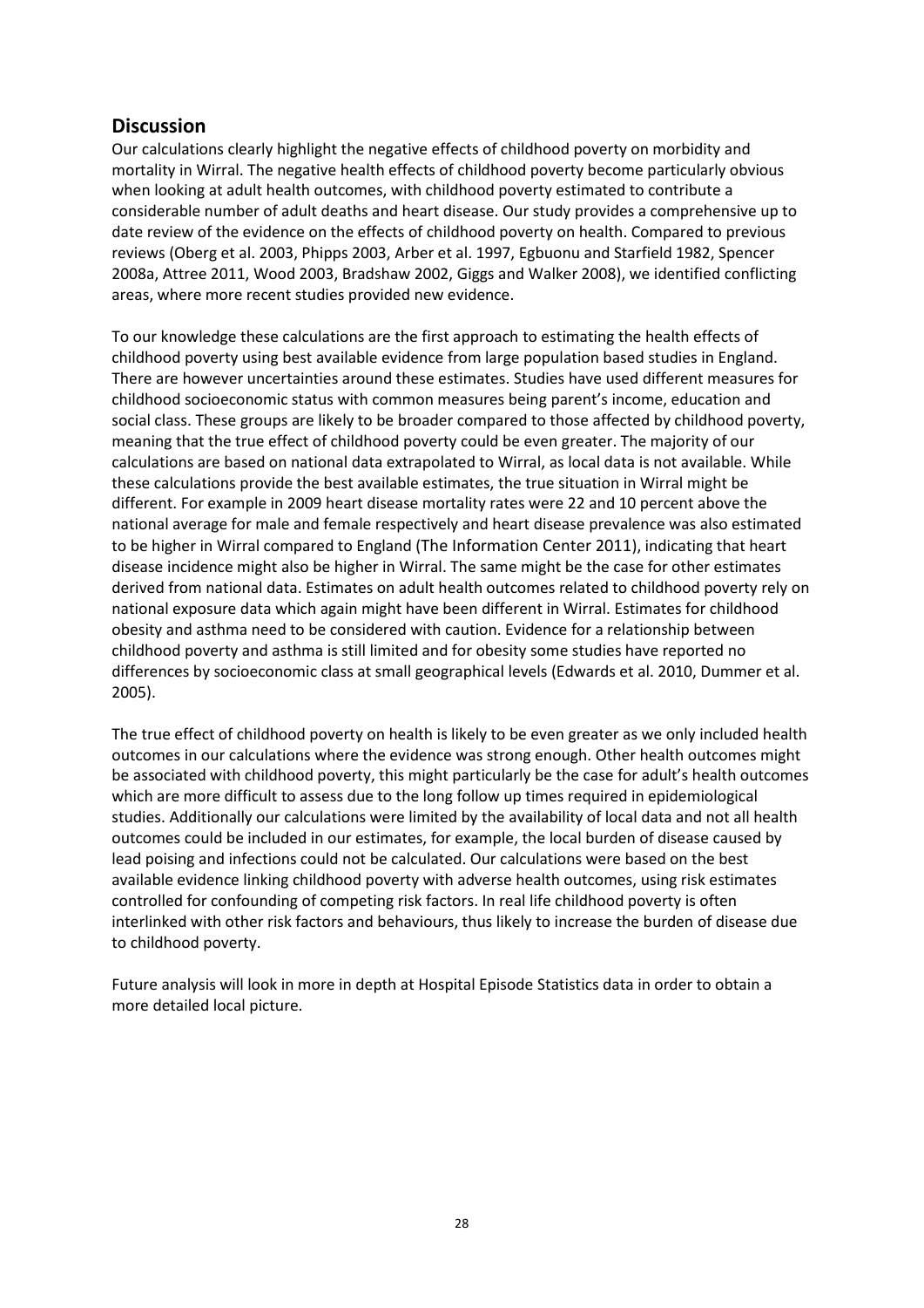## Discussion

Our calculations clearly highlight the negative effects of childhood poverty on morbidity and mortality in Wirral. The negative health effects of childhood poverty become particularly obvious when looking at adult health outcomes, with childhood poverty estimated to contribute a considerable number of adult deaths and heart disease. Our study provides a comprehensive up to date review of the evidence on the effects of childhood poverty on health. Compared to previous reviews (Oberg et al. 2003, Phipps 2003, Arber et al. 1997, Egbuonu and Starfield 1982, Spencer 2008a, Attree 2011, Wood 2003, Bradshaw 2002, Giggs and Walker 2008), we identified conflicting areas, where more recent studies provided new evidence.

To our knowledge these calculations are the first approach to estimating the health effects of childhood poverty using best available evidence from large population based studies in England. There are however uncertainties around these estimates. Studies have used different measures for childhood socioeconomic status with common measures being parent's income, education and social class. These groups are likely to be broader compared to those affected by childhood poverty, meaning that the true effect of childhood poverty could be even greater. The majority of our calculations are based on national data extrapolated to Wirral, as local data is not available. While these calculations provide the best available estimates, the true situation in Wirral might be different. For example in 2009 heart disease mortality rates were 22 and 10 percent above the national average for male and female respectively and heart disease prevalence was also estimated to be higher in Wirral compared to England (The Information Center 2011), indicating that heart disease incidence might also be higher in Wirral. The same might be the case for other estimates derived from national data. Estimates on adult health outcomes related to childhood poverty rely on national exposure data which again might have been different in Wirral. Estimates for childhood obesity and asthma need to be considered with caution. Evidence for a relationship between childhood poverty and asthma is still limited and for obesity some studies have reported no differences by socioeconomic class at small geographical levels (Edwards et al. 2010, Dummer et al. 2005).

The true effect of childhood poverty on health is likely to be even greater as we only included health outcomes in our calculations where the evidence was strong enough. Other health outcomes might be associated with childhood poverty, this might particularly be the case for adult's health outcomes which are more difficult to assess due to the long follow up times required in epidemiological studies. Additionally our calculations were limited by the availability of local data and not all health outcomes could be included in our estimates, for example, the local burden of disease caused by lead poising and infections could not be calculated. Our calculations were based on the best available evidence linking childhood poverty with adverse health outcomes, using risk estimates controlled for confounding of competing risk factors. In real life childhood poverty is often interlinked with other risk factors and behaviours, thus likely to increase the burden of disease due to childhood poverty.

Future analysis will look in more in depth at Hospital Episode Statistics data in order to obtain a more detailed local picture.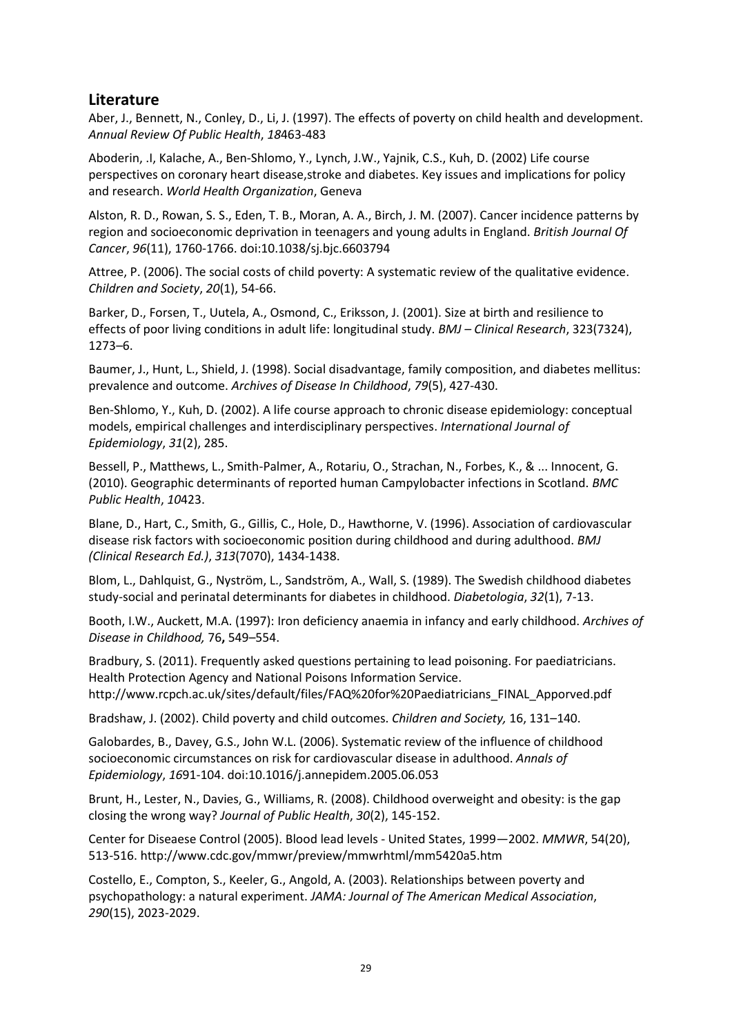## Literature

Aber, J., Bennett, N., Conley, D., Li, J. (1997). The effects of poverty on child health and development. *Annual Review Of Public Health*, *18*463-483

Aboderin, .I, Kalache, A., Ben-Shlomo, Y., Lynch, J.W., Yajnik, C.S., Kuh, D. (2002) Life course perspectives on coronary heart disease,stroke and diabetes. Key issues and implications for policy and research. *World Health Organization*, Geneva

Alston, R. D., Rowan, S. S., Eden, T. B., Moran, A. A., Birch, J. M. (2007). Cancer incidence patterns by region and socioeconomic deprivation in teenagers and young adults in England. *British Journal Of Cancer*, *96*(11), 1760-1766. doi:10.1038/sj.bjc.6603794

Attree, P. (2006). The social costs of child poverty: A systematic review of the qualitative evidence. *Children and Society*, *20*(1), 54-66.

Barker, D., Forsen, T., Uutela, A., Osmond, C., Eriksson, J. (2001). Size at birth and resilience to effects of poor living conditions in adult life: longitudinal study. *BMJ – Clinical Research*, 323(7324), 1273–6.

Baumer, J., Hunt, L., Shield, J. (1998). Social disadvantage, family composition, and diabetes mellitus: prevalence and outcome. *Archives of Disease In Childhood*, *79*(5), 427-430.

Ben-Shlomo, Y., Kuh, D. (2002). A life course approach to chronic disease epidemiology: conceptual models, empirical challenges and interdisciplinary perspectives. *International Journal of Epidemiology*, *31*(2), 285.

Bessell, P., Matthews, L., Smith-Palmer, A., Rotariu, O., Strachan, N., Forbes, K., & ... Innocent, G. (2010). Geographic determinants of reported human Campylobacter infections in Scotland. *BMC Public Health*, *10*423.

Blane, D., Hart, C., Smith, G., Gillis, C., Hole, D., Hawthorne, V. (1996). Association of cardiovascular disease risk factors with socioeconomic position during childhood and during adulthood. *BMJ (Clinical Research Ed.)*, *313*(7070), 1434-1438.

Blom, L., Dahlquist, G., Nyström, L., Sandström, A., Wall, S. (1989). The Swedish childhood diabetes study-social and perinatal determinants for diabetes in childhood. *Diabetologia*, *32*(1), 7-13.

Booth, I.W., Auckett, M.A. (1997): Iron deficiency anaemia in infancy and early childhood. *Archives of Disease in Childhood,* 76**,** 549–554.

Bradbury, S. (2011). Frequently asked questions pertaining to lead poisoning. For paediatricians. Health Protection Agency and National Poisons Information Service. http://www.rcpch.ac.uk/sites/default/files/FAQ%20for%20Paediatricians_FINAL_Apporved.pdf

Bradshaw, J. (2002). Child poverty and child outcomes. *Children and Society,* 16, 131–140.

Galobardes, B., Davey, G.S., John W.L. (2006). Systematic review of the influence of childhood socioeconomic circumstances on risk for cardiovascular disease in adulthood. *Annals of Epidemiology*, *16*91-104. doi:10.1016/j.annepidem.2005.06.053

Brunt, H., Lester, N., Davies, G., Williams, R. (2008). Childhood overweight and obesity: is the gap closing the wrong way? *Journal of Public Health*, *30*(2), 145-152.

Center for Diseaese Control (2005). Blood lead levels - United States, 1999—2002. *MMWR*, 54(20), 513-516. http://www.cdc.gov/mmwr/preview/mmwrhtml/mm5420a5.htm

Costello, E., Compton, S., Keeler, G., Angold, A. (2003). Relationships between poverty and psychopathology: a natural experiment. *JAMA: Journal of The American Medical Association*, *290*(15), 2023-2029.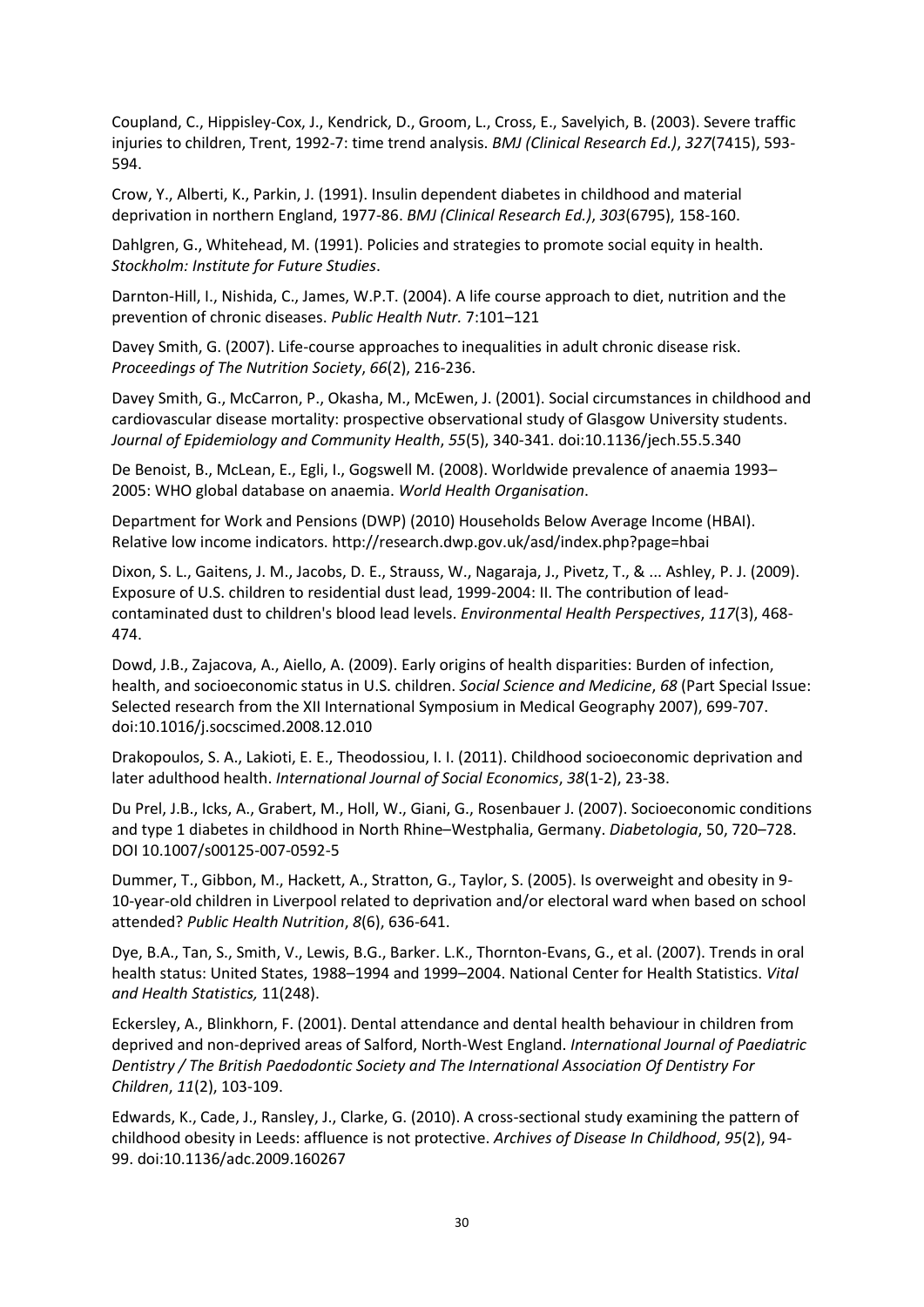Coupland, C., Hippisley-Cox, J., Kendrick, D., Groom, L., Cross, E., Savelyich, B. (2003). Severe traffic injuries to children, Trent, 1992-7: time trend analysis. *BMJ (Clinical Research Ed.)*, *327*(7415), 593-594.

Crow, Y., Alberti, K., Parkin, J. (1991). Insulin dependent diabetes in childhood and material deprivation in northern England, 1977-86. *BMJ (Clinical Research Ed.)*, *303*(6795), 158-160.

Dahlgren, G., Whitehead, M. (1991). Policies and strategies to promote social equity in health. *Stockholm: Institute for Future Studies*.

Darnton-Hill, I., Nishida, C., James, W.P.T. (2004). A life course approach to diet, nutrition and the prevention of chronic diseases. *Public Health Nutr.* 7:101–121

Davey Smith, G. (2007). Life-course approaches to inequalities in adult chronic disease risk. *Proceedings of The Nutrition Society*, *66*(2), 216-236.

Davey Smith, G., McCarron, P., Okasha, M., McEwen, J. (2001). Social circumstances in childhood and cardiovascular disease mortality: prospective observational study of Glasgow University students. *Journal of Epidemiology and Community Health*, *55*(5), 340-341. doi:10.1136/jech.55.5.340

De Benoist, B., McLean, E., Egli, I., Gogswell M. (2008). Worldwide prevalence of anaemia 1993–2005: WHO global database on anaemia. *World Health Organisation*.

Department for Work and Pensions (DWP) (2010) Households Below Average Income (HBAI). Relative low income indicators. http://research.dwp.gov.uk/asd/index.php?page=hbai

Dixon, S. L., Gaitens, J. M., Jacobs, D. E., Strauss, W., Nagaraja, J., Pivetz, T., & ... Ashley, P. J. (2009). Exposure of U.S. children to residential dust lead, 1999-2004: II. The contribution of lead-contaminated dust to children's blood lead levels. *Environmental Health Perspectives*, *117*(3), 468-474.

Dowd, J.B., Zajacova, A., Aiello, A. (2009). Early origins of health disparities: Burden of infection, health, and socioeconomic status in U.S. children. *Social Science and Medicine*, *68* (Part Special Issue: Selected research from the XII International Symposium in Medical Geography 2007), 699-707. doi:10.1016/j.socscimed.2008.12.010

Drakopoulos, S. A., Lakioti, E. E., Theodossiou, I. I. (2011). Childhood socioeconomic deprivation and later adulthood health. *International Journal of Social Economics*, *38*(1-2), 23-38.

Du Prel, J.B., Icks, A., Grabert, M., Holl, W., Giani, G., Rosenbauer J. (2007). Socioeconomic conditions and type 1 diabetes in childhood in North Rhine–Westphalia, Germany. *Diabetologia*, 50, 720–728. DOI 10.1007/s00125-007-0592-5

Dummer, T., Gibbon, M., Hackett, A., Stratton, G., Taylor, S. (2005). Is overweight and obesity in 9-10-year-old children in Liverpool related to deprivation and/or electoral ward when based on school attended? *Public Health Nutrition*, *8*(6), 636-641.

Dye, B.A., Tan, S., Smith, V., Lewis, B.G., Barker. L.K., Thornton-Evans, G., et al. (2007). Trends in oral health status: United States, 1988–1994 and 1999–2004. National Center for Health Statistics. *Vital and Health Statistics,* 11(248).

Eckersley, A., Blinkhorn, F. (2001). Dental attendance and dental health behaviour in children from deprived and non-deprived areas of Salford, North-West England. *International Journal of Paediatric Dentistry / The British Paedodontic Society and The International Association Of Dentistry For Children*, *11*(2), 103-109.

Edwards, K., Cade, J., Ransley, J., Clarke, G. (2010). A cross-sectional study examining the pattern of childhood obesity in Leeds: affluence is not protective. *Archives of Disease In Childhood*, *95*(2), 94-99. doi:10.1136/adc.2009.160267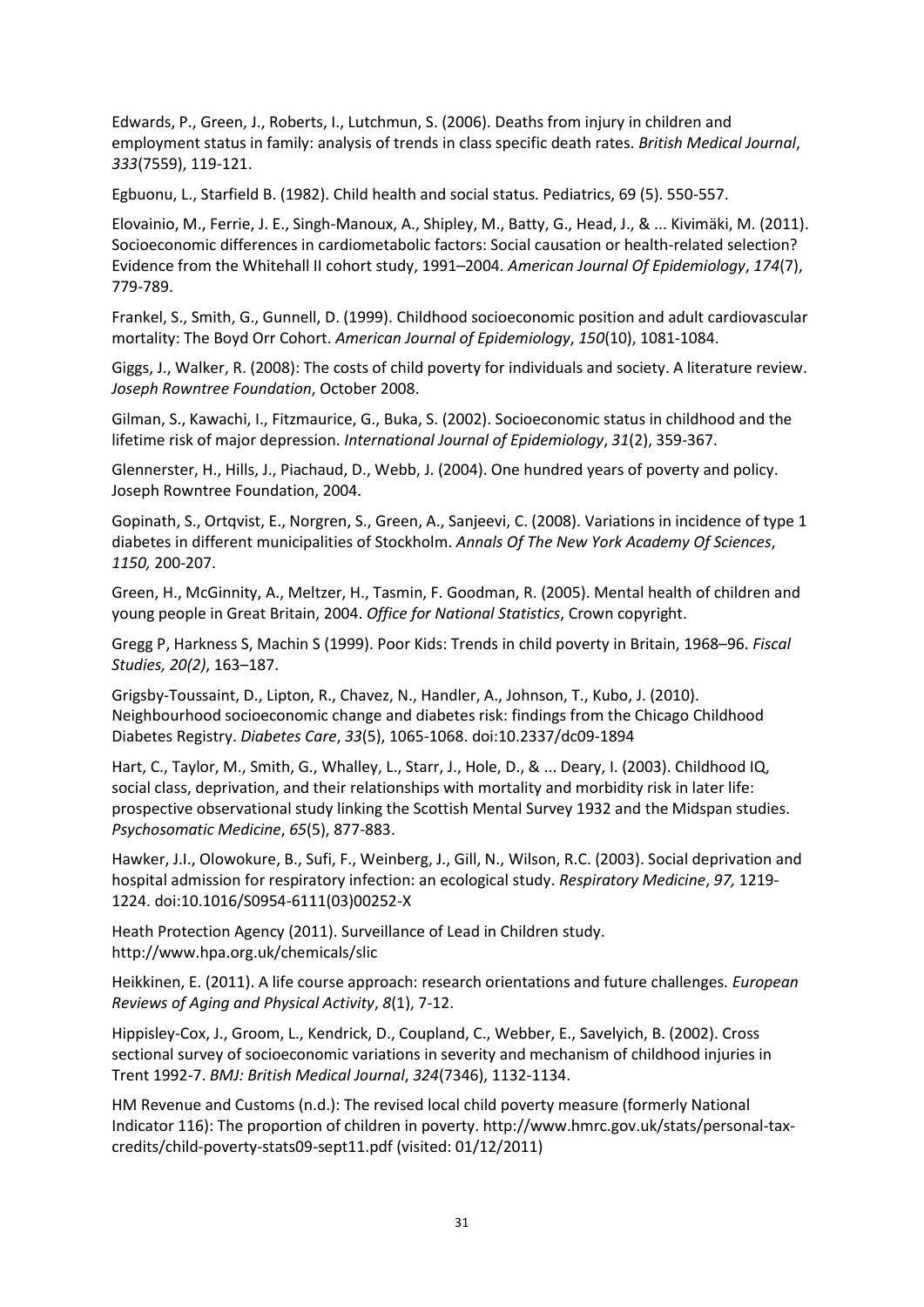Edwards, P., Green, J., Roberts, I., Lutchmun, S. (2006). Deaths from injury in children and employment status in family: analysis of trends in class specific death rates. *British Medical Journal*, *333*(7559), 119-121.

Egbuonu, L., Starfield B. (1982). Child health and social status. Pediatrics, 69 (5). 550-557.

Elovainio, M., Ferrie, J. E., Singh-Manoux, A., Shipley, M., Batty, G., Head, J., & ... Kivimäki, M. (2011). Socioeconomic differences in cardiometabolic factors: Social causation or health-related selection? Evidence from the Whitehall II cohort study, 1991–2004. *American Journal Of Epidemiology*, *174*(7), 779-789.

Frankel, S., Smith, G., Gunnell, D. (1999). Childhood socioeconomic position and adult cardiovascular mortality: The Boyd Orr Cohort. *American Journal of Epidemiology*, *150*(10), 1081-1084.

Giggs, J., Walker, R. (2008): The costs of child poverty for individuals and society. A literature review. *Joseph Rowntree Foundation*, October 2008.

Gilman, S., Kawachi, I., Fitzmaurice, G., Buka, S. (2002). Socioeconomic status in childhood and the lifetime risk of major depression. *International Journal of Epidemiology*, *31*(2), 359-367.

Glennerster, H., Hills, J., Piachaud, D., Webb, J. (2004). One hundred years of poverty and policy. Joseph Rowntree Foundation, 2004.

Gopinath, S., Ortqvist, E., Norgren, S., Green, A., Sanjeevi, C. (2008). Variations in incidence of type 1 diabetes in different municipalities of Stockholm. *Annals Of The New York Academy Of Sciences*, *1150,* 200-207.

Green, H., McGinnity, A., Meltzer, H., Tasmin, F. Goodman, R. (2005). Mental health of children and young people in Great Britain, 2004. *Office for National Statistics*, Crown copyright.

Gregg P, Harkness S, Machin S (1999). Poor Kids: Trends in child poverty in Britain, 1968–96. *Fiscal Studies, 20(2)*, 163–187.

Grigsby-Toussaint, D., Lipton, R., Chavez, N., Handler, A., Johnson, T., Kubo, J. (2010). Neighbourhood socioeconomic change and diabetes risk: findings from the Chicago Childhood Diabetes Registry. *Diabetes Care*, *33*(5), 1065-1068. doi:10.2337/dc09-1894

Hart, C., Taylor, M., Smith, G., Whalley, L., Starr, J., Hole, D., & ... Deary, I. (2003). Childhood IQ, social class, deprivation, and their relationships with mortality and morbidity risk in later life: prospective observational study linking the Scottish Mental Survey 1932 and the Midspan studies. *Psychosomatic Medicine*, *65*(5), 877-883.

Hawker, J.I., Olowokure, B., Sufi, F., Weinberg, J., Gill, N., Wilson, R.C. (2003). Social deprivation and hospital admission for respiratory infection: an ecological study. *Respiratory Medicine*, *97,* 1219-1224. doi:10.1016/S0954-6111(03)00252-X

Heath Protection Agency (2011). Surveillance of Lead in Children study. http://www.hpa.org.uk/chemicals/slic

Heikkinen, E. (2011). A life course approach: research orientations and future challenges. *European Reviews of Aging and Physical Activity*, *8*(1), 7-12.

Hippisley-Cox, J., Groom, L., Kendrick, D., Coupland, C., Webber, E., Savelyich, B. (2002). Cross sectional survey of socioeconomic variations in severity and mechanism of childhood injuries in Trent 1992-7. *BMJ: British Medical Journal*, *324*(7346), 1132-1134.

HM Revenue and Customs (n.d.): The revised local child poverty measure (formerly National Indicator 116): The proportion of children in poverty. http://www.hmrc.gov.uk/stats/personal-tax-credits/child-poverty-stats09-sept11.pdf (visited: 01/12/2011)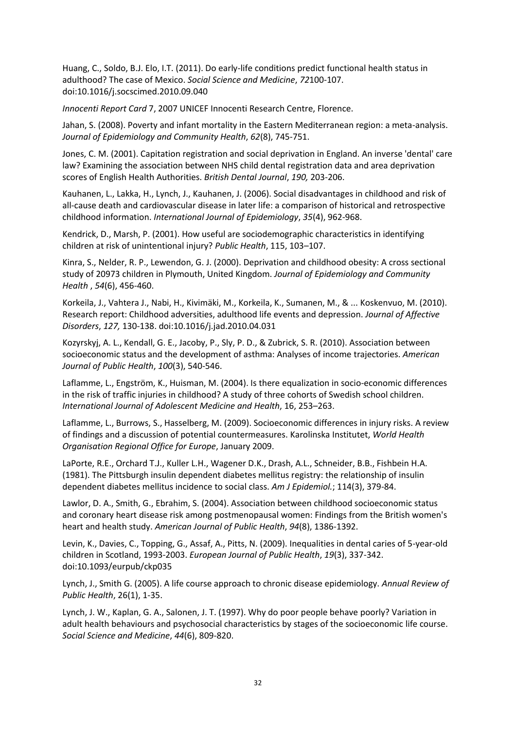Huang, C., Soldo, B.J. Elo, I.T. (2011). Do early-life conditions predict functional health status in adulthood? The case of Mexico. *Social Science and Medicine*, *72*100-107. doi:10.1016/j.socscimed.2010.09.040

*Innocenti Report Card* 7, 2007 UNICEF Innocenti Research Centre, Florence.

Jahan, S. (2008). Poverty and infant mortality in the Eastern Mediterranean region: a meta-analysis. *Journal of Epidemiology and Community Health*, *62*(8), 745-751.

Jones, C. M. (2001). Capitation registration and social deprivation in England. An inverse 'dental' care law? Examining the association between NHS child dental registration data and area deprivation scores of English Health Authorities. *British Dental Journal*, *190,* 203-206.

Kauhanen, L., Lakka, H., Lynch, J., Kauhanen, J. (2006). Social disadvantages in childhood and risk of all-cause death and cardiovascular disease in later life: a comparison of historical and retrospective childhood information. *International Journal of Epidemiology*, *35*(4), 962-968.

Kendrick, D., Marsh, P. (2001). How useful are sociodemographic characteristics in identifying children at risk of unintentional injury? *Public Health*, 115, 103–107.

Kinra, S., Nelder, R. P., Lewendon, G. J. (2000). Deprivation and childhood obesity: A cross sectional study of 20973 children in Plymouth, United Kingdom. *Journal of Epidemiology and Community Health* , *54*(6), 456-460.

Korkeila, J., Vahtera J., Nabi, H., Kivimäki, M., Korkeila, K., Sumanen, M., & ... Koskenvuo, M. (2010). Research report: Childhood adversities, adulthood life events and depression. *Journal of Affective Disorders*, *127,* 130-138. doi:10.1016/j.jad.2010.04.031

Kozyrskyj, A. L., Kendall, G. E., Jacoby, P., Sly, P. D., & Zubrick, S. R. (2010). Association between socioeconomic status and the development of asthma: Analyses of income trajectories. *American Journal of Public Health*, *100*(3), 540-546.

Laflamme, L., Engström, K., Huisman, M. (2004). Is there equalization in socio-economic differences in the risk of traffic injuries in childhood? A study of three cohorts of Swedish school children. *International Journal of Adolescent Medicine and Health*, 16, 253–263.

Laflamme, L., Burrows, S., Hasselberg, M. (2009). Socioeconomic differences in injury risks. A review of findings and a discussion of potential countermeasures. Karolinska Institutet, *World Health Organisation Regional Office for Europe*, January 2009.

LaPorte, R.E., Orchard T.J., Kuller L.H., Wagener D.K., Drash, A.L., Schneider, B.B., Fishbein H.A. (1981). The Pittsburgh insulin dependent diabetes mellitus registry: the relationship of insulin dependent diabetes mellitus incidence to social class. *Am J Epidemiol.*; 114(3), 379-84.

Lawlor, D. A., Smith, G., Ebrahim, S. (2004). Association between childhood socioeconomic status and coronary heart disease risk among postmenopausal women: Findings from the British women's heart and health study. *American Journal of Public Health*, *94*(8), 1386-1392.

Levin, K., Davies, C., Topping, G., Assaf, A., Pitts, N. (2009). Inequalities in dental caries of 5-year-old children in Scotland, 1993-2003. *European Journal of Public Health*, *19*(3), 337-342. doi:10.1093/eurpub/ckp035

Lynch, J., Smith G. (2005). A life course approach to chronic disease epidemiology. *Annual Review of Public Health*, 26(1), 1-35.

Lynch, J. W., Kaplan, G. A., Salonen, J. T. (1997). Why do poor people behave poorly? Variation in adult health behaviours and psychosocial characteristics by stages of the socioeconomic life course. *Social Science and Medicine*, *44*(6), 809-820.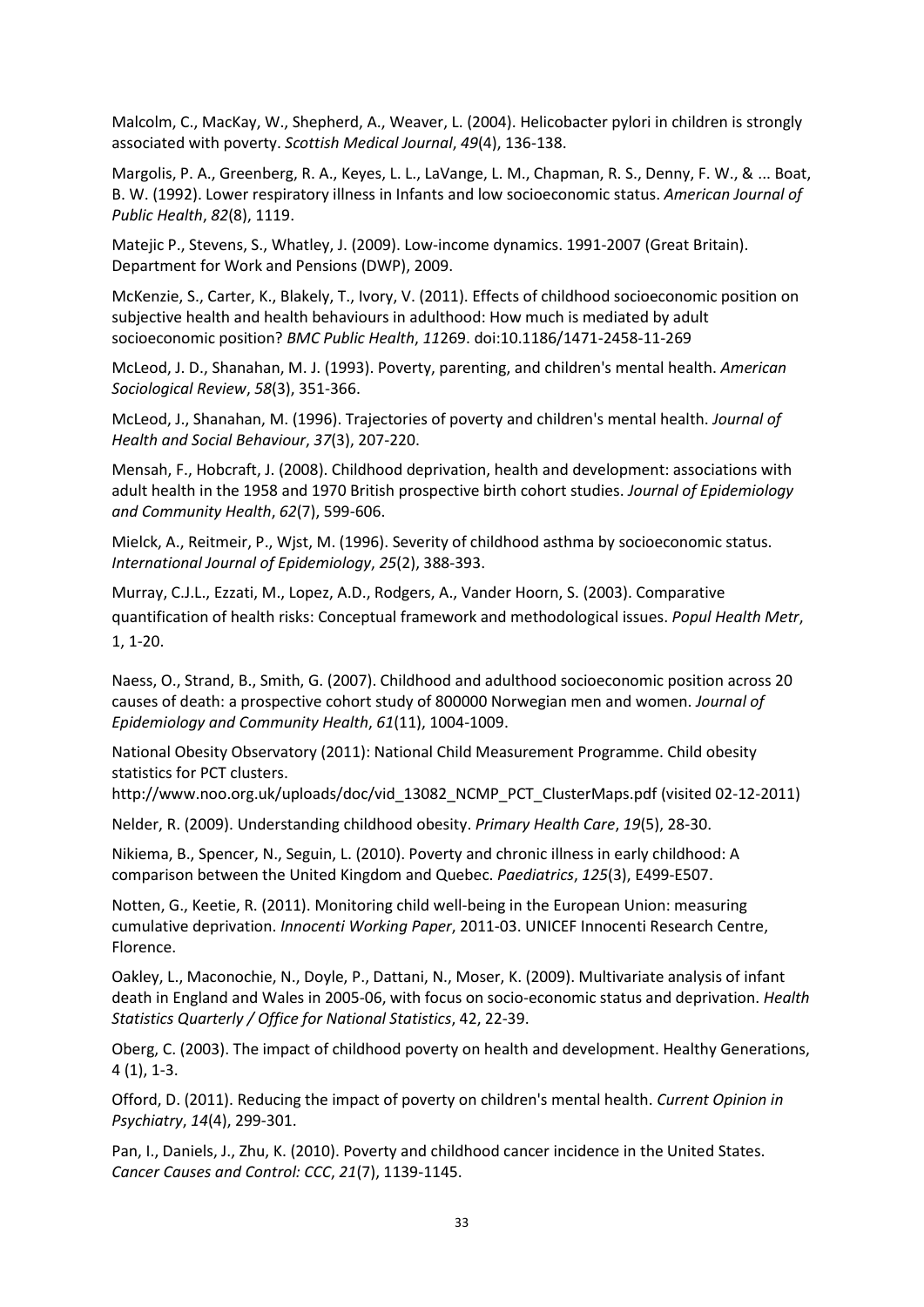Malcolm, C., MacKay, W., Shepherd, A., Weaver, L. (2004). Helicobacter pylori in children is strongly associated with poverty. *Scottish Medical Journal*, *49*(4), 136-138.

Margolis, P. A., Greenberg, R. A., Keyes, L. L., LaVange, L. M., Chapman, R. S., Denny, F. W., & ... Boat, B. W. (1992). Lower respiratory illness in Infants and low socioeconomic status. *American Journal of Public Health*, *82*(8), 1119.

Matejic P., Stevens, S., Whatley, J. (2009). Low-income dynamics. 1991-2007 (Great Britain). Department for Work and Pensions (DWP), 2009.

McKenzie, S., Carter, K., Blakely, T., Ivory, V. (2011). Effects of childhood socioeconomic position on subjective health and health behaviours in adulthood: How much is mediated by adult socioeconomic position? *BMC Public Health*, *11*269. doi:10.1186/1471-2458-11-269

McLeod, J. D., Shanahan, M. J. (1993). Poverty, parenting, and children's mental health. *American Sociological Review*, *58*(3), 351-366.

McLeod, J., Shanahan, M. (1996). Trajectories of poverty and children's mental health. *Journal of Health and Social Behaviour*, *37*(3), 207-220.

Mensah, F., Hobcraft, J. (2008). Childhood deprivation, health and development: associations with adult health in the 1958 and 1970 British prospective birth cohort studies. *Journal of Epidemiology and Community Health*, *62*(7), 599-606.

Mielck, A., Reitmeir, P., Wjst, M. (1996). Severity of childhood asthma by socioeconomic status. *International Journal of Epidemiology*, *25*(2), 388-393.

Murray, C.J.L., Ezzati, M., Lopez, A.D., Rodgers, A., Vander Hoorn, S. (2003). Comparative quantification of health risks: Conceptual framework and methodological issues. *Popul Health Metr*, 1, 1-20.

Naess, O., Strand, B., Smith, G. (2007). Childhood and adulthood socioeconomic position across 20 causes of death: a prospective cohort study of 800000 Norwegian men and women. *Journal of Epidemiology and Community Health*, *61*(11), 1004-1009.

National Obesity Observatory (2011): National Child Measurement Programme. Child obesity statistics for PCT clusters.
http://www.noo.org.uk/uploads/doc/vid_13082_NCMP_PCT_ClusterMaps.pdf (visited 02-12-2011)

Nelder, R. (2009). Understanding childhood obesity. *Primary Health Care*, *19*(5), 28-30.

Nikiema, B., Spencer, N., Seguin, L. (2010). Poverty and chronic illness in early childhood: A comparison between the United Kingdom and Quebec. *Paediatrics*, *125*(3), E499-E507.

Notten, G., Keetie, R. (2011). Monitoring child well-being in the European Union: measuring cumulative deprivation. *Innocenti Working Paper*, 2011-03. UNICEF Innocenti Research Centre, Florence.

Oakley, L., Maconochie, N., Doyle, P., Dattani, N., Moser, K. (2009). Multivariate analysis of infant death in England and Wales in 2005-06, with focus on socio-economic status and deprivation. *Health Statistics Quarterly / Office for National Statistics*, 42, 22-39.

Oberg, C. (2003). The impact of childhood poverty on health and development. Healthy Generations, 4 (1), 1-3.

Offord, D. (2011). Reducing the impact of poverty on children's mental health. *Current Opinion in Psychiatry*, *14*(4), 299-301.

Pan, I., Daniels, J., Zhu, K. (2010). Poverty and childhood cancer incidence in the United States. *Cancer Causes and Control: CCC*, *21*(7), 1139-1145.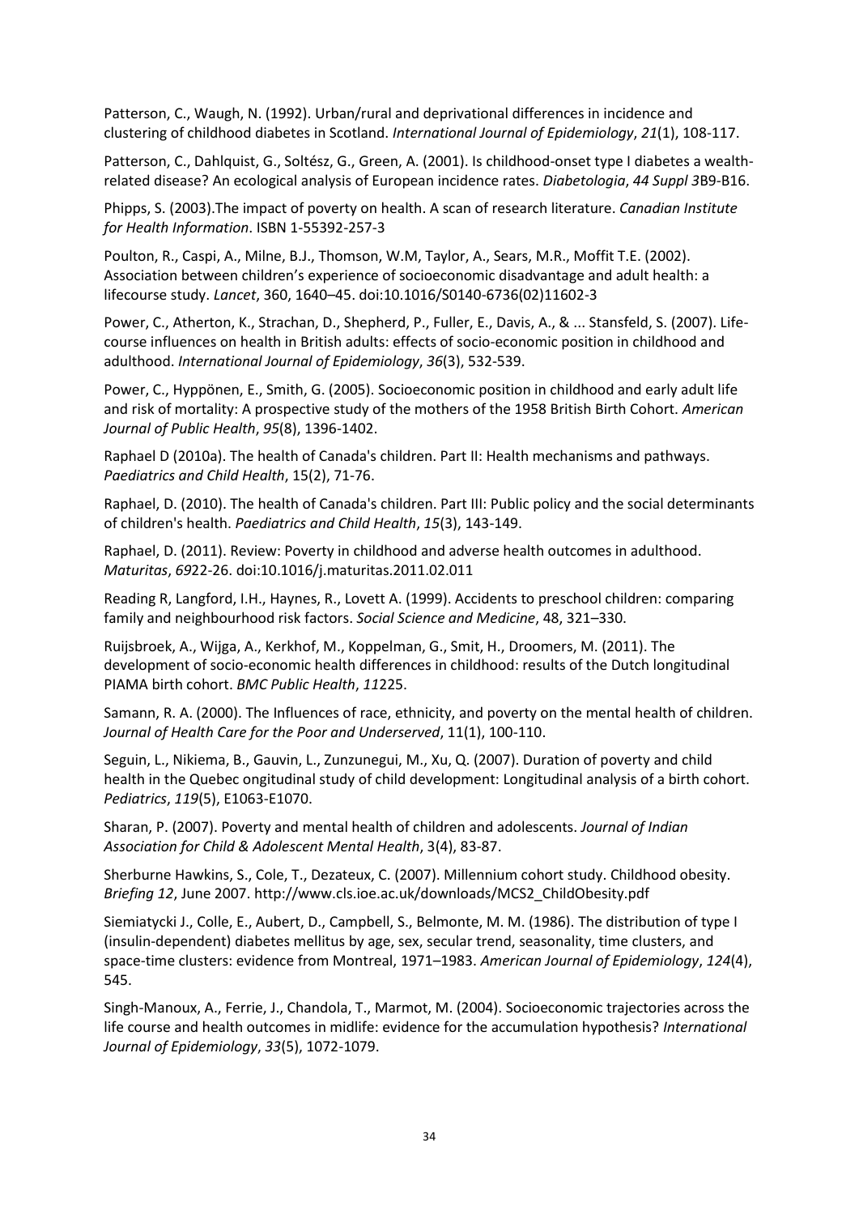Patterson, C., Waugh, N. (1992). Urban/rural and deprivational differences in incidence and clustering of childhood diabetes in Scotland. *International Journal of Epidemiology*, *21*(1), 108-117.

Patterson, C., Dahlquist, G., Soltész, G., Green, A. (2001). Is childhood-onset type I diabetes a wealth-related disease? An ecological analysis of European incidence rates. *Diabetologia*, *44 Suppl 3*B9-B16.

Phipps, S. (2003).The impact of poverty on health. A scan of research literature. *Canadian Institute for Health Information*. ISBN 1-55392-257-3

Poulton, R., Caspi, A., Milne, B.J., Thomson, W.M, Taylor, A., Sears, M.R., Moffit T.E. (2002). Association between children's experience of socioeconomic disadvantage and adult health: a lifecourse study. *Lancet*, 360, 1640–45. doi:10.1016/S0140-6736(02)11602-3

Power, C., Atherton, K., Strachan, D., Shepherd, P., Fuller, E., Davis, A., & ... Stansfeld, S. (2007). Life-course influences on health in British adults: effects of socio-economic position in childhood and adulthood. *International Journal of Epidemiology*, *36*(3), 532-539.

Power, C., Hyppönen, E., Smith, G. (2005). Socioeconomic position in childhood and early adult life and risk of mortality: A prospective study of the mothers of the 1958 British Birth Cohort. *American Journal of Public Health*, *95*(8), 1396-1402.

Raphael D (2010a). The health of Canada's children. Part II: Health mechanisms and pathways. *Paediatrics and Child Health*, 15(2), 71-76.

Raphael, D. (2010). The health of Canada's children. Part III: Public policy and the social determinants of children's health. *Paediatrics and Child Health*, *15*(3), 143-149.

Raphael, D. (2011). Review: Poverty in childhood and adverse health outcomes in adulthood. *Maturitas*, *69*22-26. doi:10.1016/j.maturitas.2011.02.011

Reading R, Langford, I.H., Haynes, R., Lovett A. (1999). Accidents to preschool children: comparing family and neighbourhood risk factors. *Social Science and Medicine*, 48, 321–330.

Ruijsbroek, A., Wijga, A., Kerkhof, M., Koppelman, G., Smit, H., Droomers, M. (2011). The development of socio-economic health differences in childhood: results of the Dutch longitudinal PIAMA birth cohort. *BMC Public Health*, *11*225.

Samann, R. A. (2000). The Influences of race, ethnicity, and poverty on the mental health of children. *Journal of Health Care for the Poor and Underserved*, 11(1), 100-110.

Seguin, L., Nikiema, B., Gauvin, L., Zunzunegui, M., Xu, Q. (2007). Duration of poverty and child health in the Quebec ongitudinal study of child development: Longitudinal analysis of a birth cohort. *Pediatrics*, *119*(5), E1063-E1070.

Sharan, P. (2007). Poverty and mental health of children and adolescents. *Journal of Indian Association for Child & Adolescent Mental Health*, 3(4), 83-87.

Sherburne Hawkins, S., Cole, T., Dezateux, C. (2007). Millennium cohort study. Childhood obesity. *Briefing 12*, June 2007. http://www.cls.ioe.ac.uk/downloads/MCS2_ChildObesity.pdf

Siemiatycki J., Colle, E., Aubert, D., Campbell, S., Belmonte, M. M. (1986). The distribution of type I (insulin-dependent) diabetes mellitus by age, sex, secular trend, seasonality, time clusters, and space-time clusters: evidence from Montreal, 1971–1983. *American Journal of Epidemiology*, *124*(4), 545.

Singh-Manoux, A., Ferrie, J., Chandola, T., Marmot, M. (2004). Socioeconomic trajectories across the life course and health outcomes in midlife: evidence for the accumulation hypothesis? *International Journal of Epidemiology*, *33*(5), 1072-1079.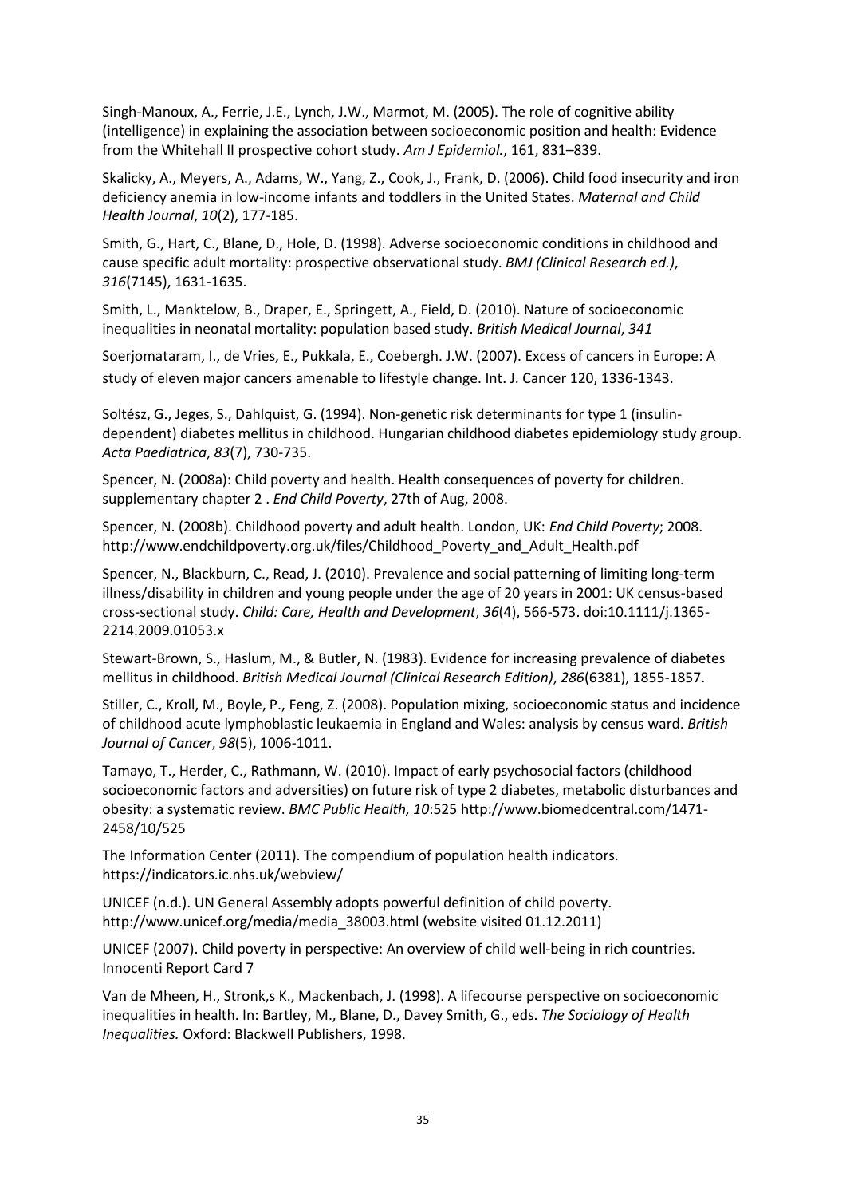Singh-Manoux, A., Ferrie, J.E., Lynch, J.W., Marmot, M. (2005). The role of cognitive ability (intelligence) in explaining the association between socioeconomic position and health: Evidence from the Whitehall II prospective cohort study. *Am J Epidemiol.*, 161, 831–839.

Skalicky, A., Meyers, A., Adams, W., Yang, Z., Cook, J., Frank, D. (2006). Child food insecurity and iron deficiency anemia in low-income infants and toddlers in the United States. *Maternal and Child Health Journal*, *10*(2), 177-185.

Smith, G., Hart, C., Blane, D., Hole, D. (1998). Adverse socioeconomic conditions in childhood and cause specific adult mortality: prospective observational study. *BMJ (Clinical Research ed.)*, *316*(7145), 1631-1635.

Smith, L., Manktelow, B., Draper, E., Springett, A., Field, D. (2010). Nature of socioeconomic inequalities in neonatal mortality: population based study. *British Medical Journal*, *341*

Soerjomataram, I., de Vries, E., Pukkala, E., Coebergh. J.W. (2007). Excess of cancers in Europe: A study of eleven major cancers amenable to lifestyle change. Int. J. Cancer 120, 1336-1343.

Soltész, G., Jeges, S., Dahlquist, G. (1994). Non-genetic risk determinants for type 1 (insulin-dependent) diabetes mellitus in childhood. Hungarian childhood diabetes epidemiology study group. *Acta Paediatrica*, *83*(7), 730-735.

Spencer, N. (2008a): Child poverty and health. Health consequences of poverty for children. supplementary chapter 2 . *End Child Poverty*, 27th of Aug, 2008.

Spencer, N. (2008b). Childhood poverty and adult health. London, UK: *End Child Poverty*; 2008. http://www.endchildpoverty.org.uk/files/Childhood_Poverty_and_Adult_Health.pdf

Spencer, N., Blackburn, C., Read, J. (2010). Prevalence and social patterning of limiting long-term illness/disability in children and young people under the age of 20 years in 2001: UK census-based cross-sectional study. *Child: Care, Health and Development*, *36*(4), 566-573. doi:10.1111/j.1365-2214.2009.01053.x

Stewart-Brown, S., Haslum, M., & Butler, N. (1983). Evidence for increasing prevalence of diabetes mellitus in childhood. *British Medical Journal (Clinical Research Edition)*, *286*(6381), 1855-1857.

Stiller, C., Kroll, M., Boyle, P., Feng, Z. (2008). Population mixing, socioeconomic status and incidence of childhood acute lymphoblastic leukaemia in England and Wales: analysis by census ward. *British Journal of Cancer*, *98*(5), 1006-1011.

Tamayo, T., Herder, C., Rathmann, W. (2010). Impact of early psychosocial factors (childhood socioeconomic factors and adversities) on future risk of type 2 diabetes, metabolic disturbances and obesity: a systematic review. *BMC Public Health, 10*:525 http://www.biomedcentral.com/1471-2458/10/525

The Information Center (2011). The compendium of population health indicators. https://indicators.ic.nhs.uk/webview/

UNICEF (n.d.). UN General Assembly adopts powerful definition of child poverty. http://www.unicef.org/media/media_38003.html (website visited 01.12.2011)

UNICEF (2007). Child poverty in perspective: An overview of child well-being in rich countries. Innocenti Report Card 7

Van de Mheen, H., Stronk,s K., Mackenbach, J. (1998). A lifecourse perspective on socioeconomic inequalities in health. In: Bartley, M., Blane, D., Davey Smith, G., eds. *The Sociology of Health Inequalities.* Oxford: Blackwell Publishers, 1998.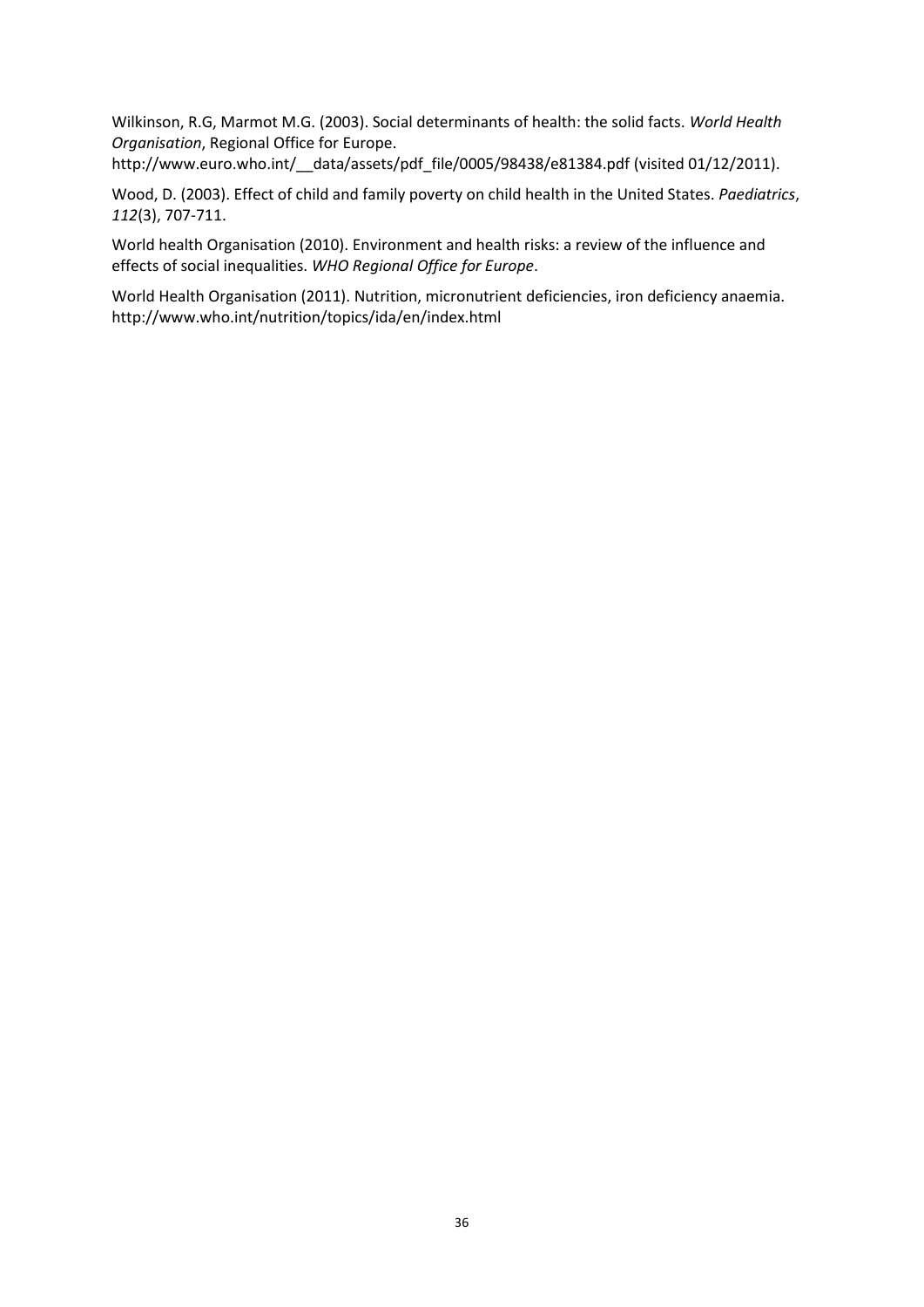Wilkinson, R.G, Marmot M.G. (2003). Social determinants of health: the solid facts. *World Health Organisation*, Regional Office for Europe. http://www.euro.who.int/__data/assets/pdf_file/0005/98438/e81384.pdf (visited 01/12/2011).

Wood, D. (2003). Effect of child and family poverty on child health in the United States. *Paediatrics*, *112*(3), 707-711.

World health Organisation (2010). Environment and health risks: a review of the influence and effects of social inequalities. *WHO Regional Office for Europe*.

World Health Organisation (2011). Nutrition, micronutrient deficiencies, iron deficiency anaemia. http://www.who.int/nutrition/topics/ida/en/index.html